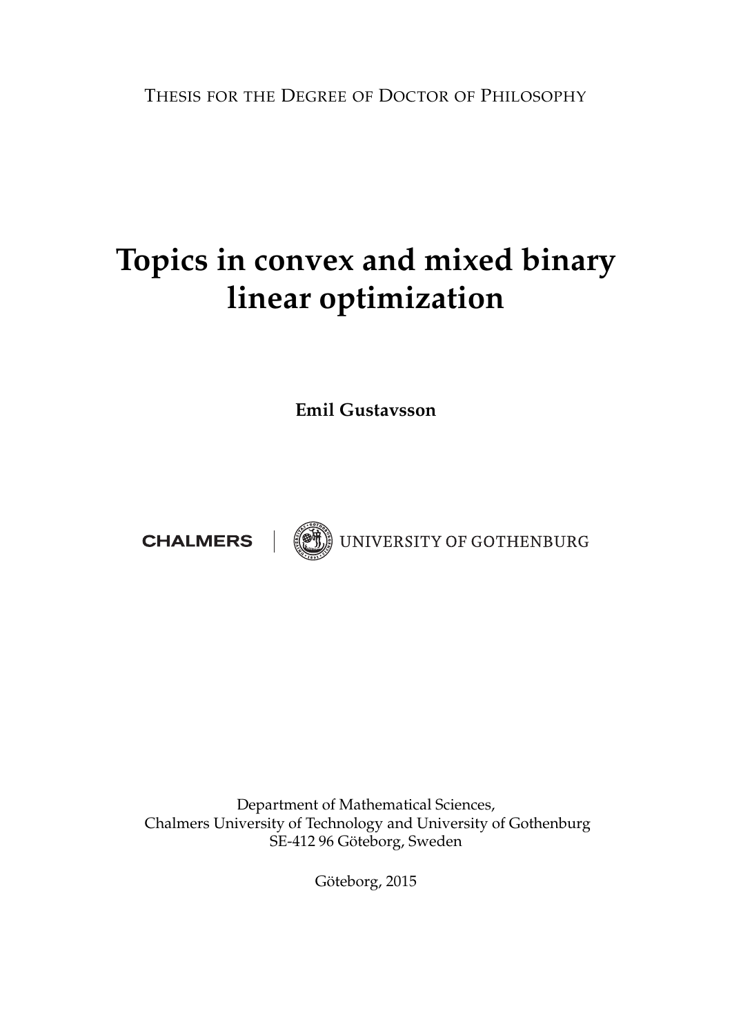THESIS FOR THE DEGREE OF DOCTOR OF PHILOSOPHY

# Topics in convex and mixed binary linear optimization

**Emil Gustavsson**

CHALMERS | UNIVERSITY OF GOTHENBURG

Department of Mathematical Sciences,
Chalmers University of Technology and University of Gothenburg
SE-412 96 Göteborg, Sweden

Göteborg, 2015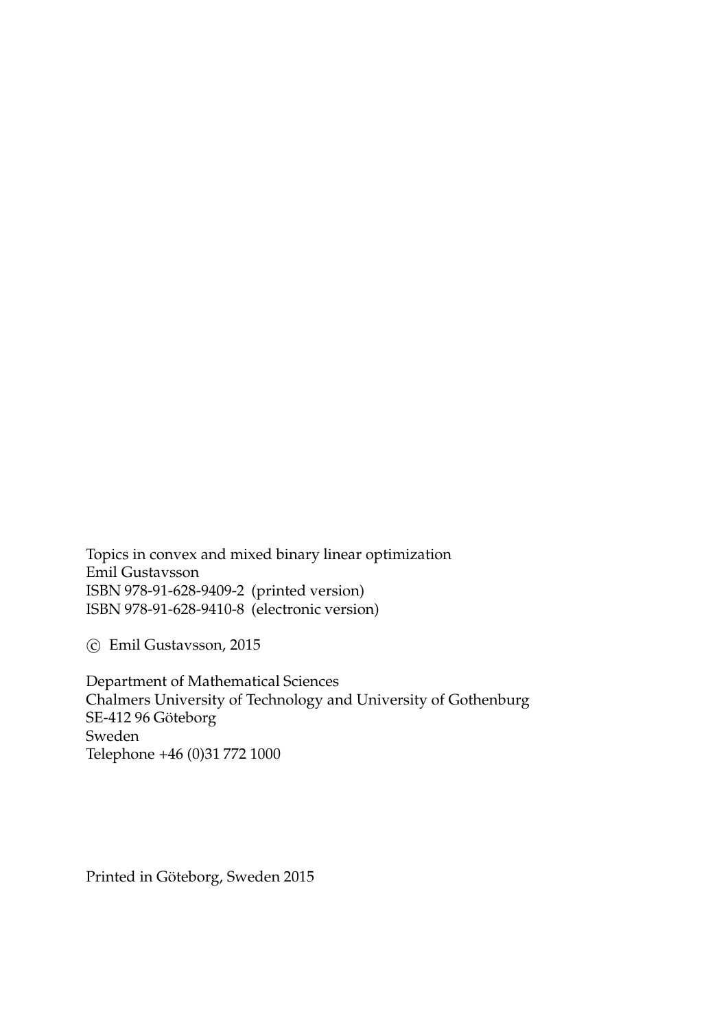Topics in convex and mixed binary linear optimization
Emil Gustavsson
ISBN 978-91-628-9409-2 (printed version)
ISBN 978-91-628-9410-8 (electronic version)

© Emil Gustavsson, 2015

Department of Mathematical Sciences
Chalmers University of Technology and University of Gothenburg
SE-412 96 Göteborg
Sweden
Telephone +46 (0)31 772 1000

Printed in Göteborg, Sweden 2015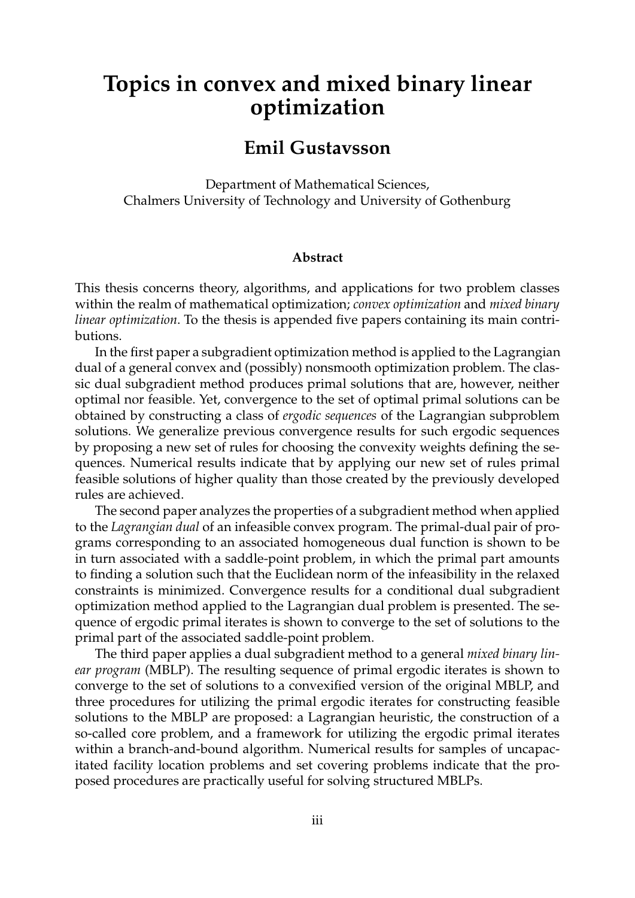# Topics in convex and mixed binary linear optimization

## Emil Gustavsson

Department of Mathematical Sciences,
Chalmers University of Technology and University of Gothenburg

### Abstract

This thesis concerns theory, algorithms, and applications for two problem classes within the realm of mathematical optimization; *convex optimization* and *mixed binary linear optimization*. To the thesis is appended five papers containing its main contributions.

In the first paper a subgradient optimization method is applied to the Lagrangian dual of a general convex and (possibly) nonsmooth optimization problem. The classic dual subgradient method produces primal solutions that are, however, neither optimal nor feasible. Yet, convergence to the set of optimal primal solutions can be obtained by constructing a class of *ergodic sequences* of the Lagrangian subproblem solutions. We generalize previous convergence results for such ergodic sequences by proposing a new set of rules for choosing the convexity weights defining the sequences. Numerical results indicate that by applying our new set of rules primal feasible solutions of higher quality than those created by the previously developed rules are achieved.

The second paper analyzes the properties of a subgradient method when applied to the *Lagrangian dual* of an infeasible convex program. The primal-dual pair of programs corresponding to an associated homogeneous dual function is shown to be in turn associated with a saddle-point problem, in which the primal part amounts to finding a solution such that the Euclidean norm of the infeasibility in the relaxed constraints is minimized. Convergence results for a conditional dual subgradient optimization method applied to the Lagrangian dual problem is presented. The sequence of ergodic primal iterates is shown to converge to the set of solutions to the primal part of the associated saddle-point problem.

The third paper applies a dual subgradient method to a general *mixed binary linear program* (MBLP). The resulting sequence of primal ergodic iterates is shown to converge to the set of solutions to a convexified version of the original MBLP, and three procedures for utilizing the primal ergodic iterates for constructing feasible solutions to the MBLP are proposed: a Lagrangian heuristic, the construction of a so-called core problem, and a framework for utilizing the ergodic primal iterates within a branch-and-bound algorithm. Numerical results for samples of uncapacitated facility location problems and set covering problems indicate that the proposed procedures are practically useful for solving structured MBLPs.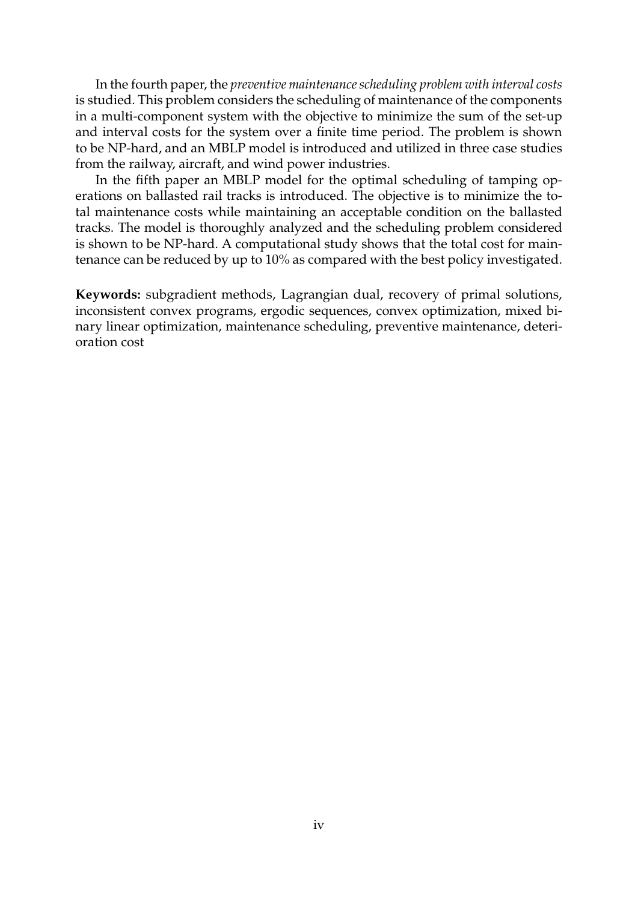In the fourth paper, the *preventive maintenance scheduling problem with interval costs* is studied. This problem considers the scheduling of maintenance of the components in a multi-component system with the objective to minimize the sum of the set-up and interval costs for the system over a finite time period. The problem is shown to be NP-hard, and an MBLP model is introduced and utilized in three case studies from the railway, aircraft, and wind power industries.

In the fifth paper an MBLP model for the optimal scheduling of tamping operations on ballasted rail tracks is introduced. The objective is to minimize the total maintenance costs while maintaining an acceptable condition on the ballasted tracks. The model is thoroughly analyzed and the scheduling problem considered is shown to be NP-hard. A computational study shows that the total cost for maintenance can be reduced by up to 10% as compared with the best policy investigated.

**Keywords:** subgradient methods, Lagrangian dual, recovery of primal solutions, inconsistent convex programs, ergodic sequences, convex optimization, mixed binary linear optimization, maintenance scheduling, preventive maintenance, deterioration cost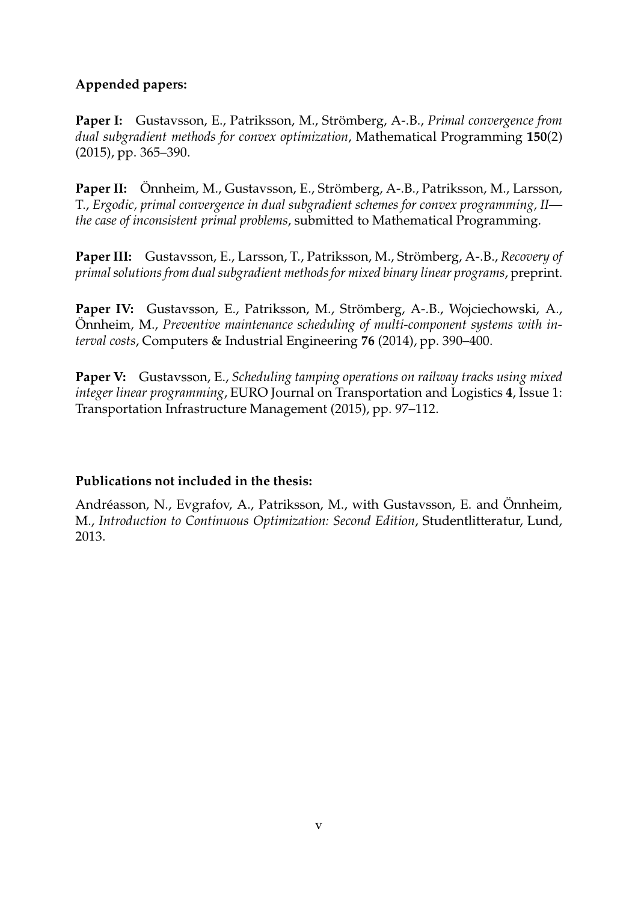**Appended papers:**

**Paper I:** Gustavsson, E., Patriksson, M., Strömberg, A-.B., *Primal convergence from dual subgradient methods for convex optimization*, Mathematical Programming **150**(2) (2015), pp. 365–390.

**Paper II:** Önnheim, M., Gustavsson, E., Strömberg, A-.B., Patriksson, M., Larsson, T., *Ergodic, primal convergence in dual subgradient schemes for convex programming, II—the case of inconsistent primal problems*, submitted to Mathematical Programming.

**Paper III:** Gustavsson, E., Larsson, T., Patriksson, M., Strömberg, A-.B., *Recovery of primal solutions from dual subgradient methods for mixed binary linear programs*, preprint.

**Paper IV:** Gustavsson, E., Patriksson, M., Strömberg, A-.B., Wojciechowski, A., Önnheim, M., *Preventive maintenance scheduling of multi-component systems with interval costs*, Computers & Industrial Engineering **76** (2014), pp. 390–400.

**Paper V:** Gustavsson, E., *Scheduling tamping operations on railway tracks using mixed integer linear programming*, EURO Journal on Transportation and Logistics **4**, Issue 1: Transportation Infrastructure Management (2015), pp. 97–112.

**Publications not included in the thesis:**

Andréasson, N., Evgrafov, A., Patriksson, M., with Gustavsson, E. and Önnheim, M., *Introduction to Continuous Optimization: Second Edition*, Studentlitteratur, Lund, 2013.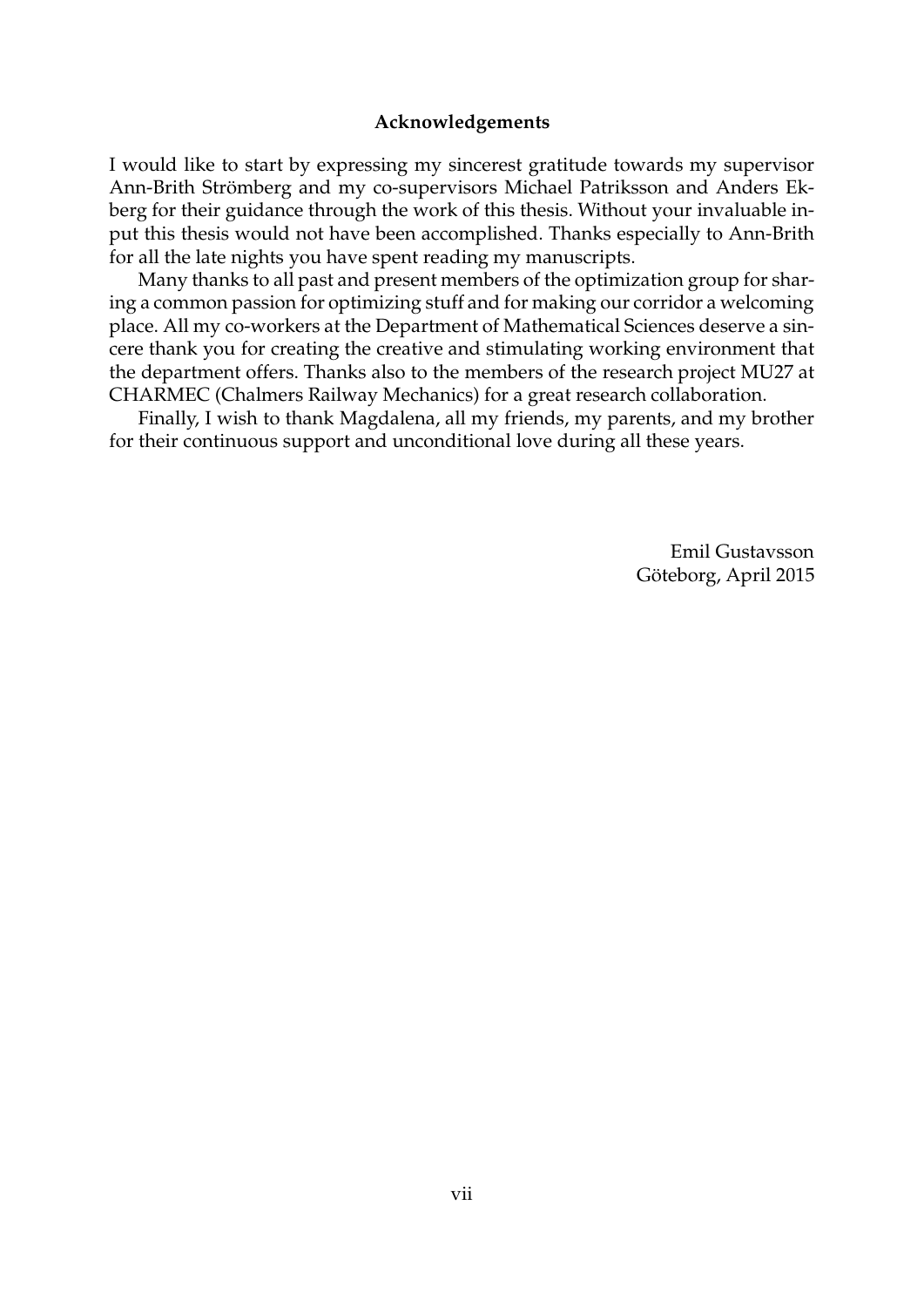## Acknowledgements

I would like to start by expressing my sincerest gratitude towards my supervisor Ann-Brith Strömberg and my co-supervisors Michael Patriksson and Anders Ekberg for their guidance through the work of this thesis. Without your invaluable input this thesis would not have been accomplished. Thanks especially to Ann-Brith for all the late nights you have spent reading my manuscripts.

Many thanks to all past and present members of the optimization group for sharing a common passion for optimizing stuff and for making our corridor a welcoming place. All my co-workers at the Department of Mathematical Sciences deserve a sincere thank you for creating the creative and stimulating working environment that the department offers. Thanks also to the members of the research project MU27 at CHARMEC (Chalmers Railway Mechanics) for a great research collaboration.

Finally, I wish to thank Magdalena, all my friends, my parents, and my brother for their continuous support and unconditional love during all these years.

Emil Gustavsson
Göteborg, April 2015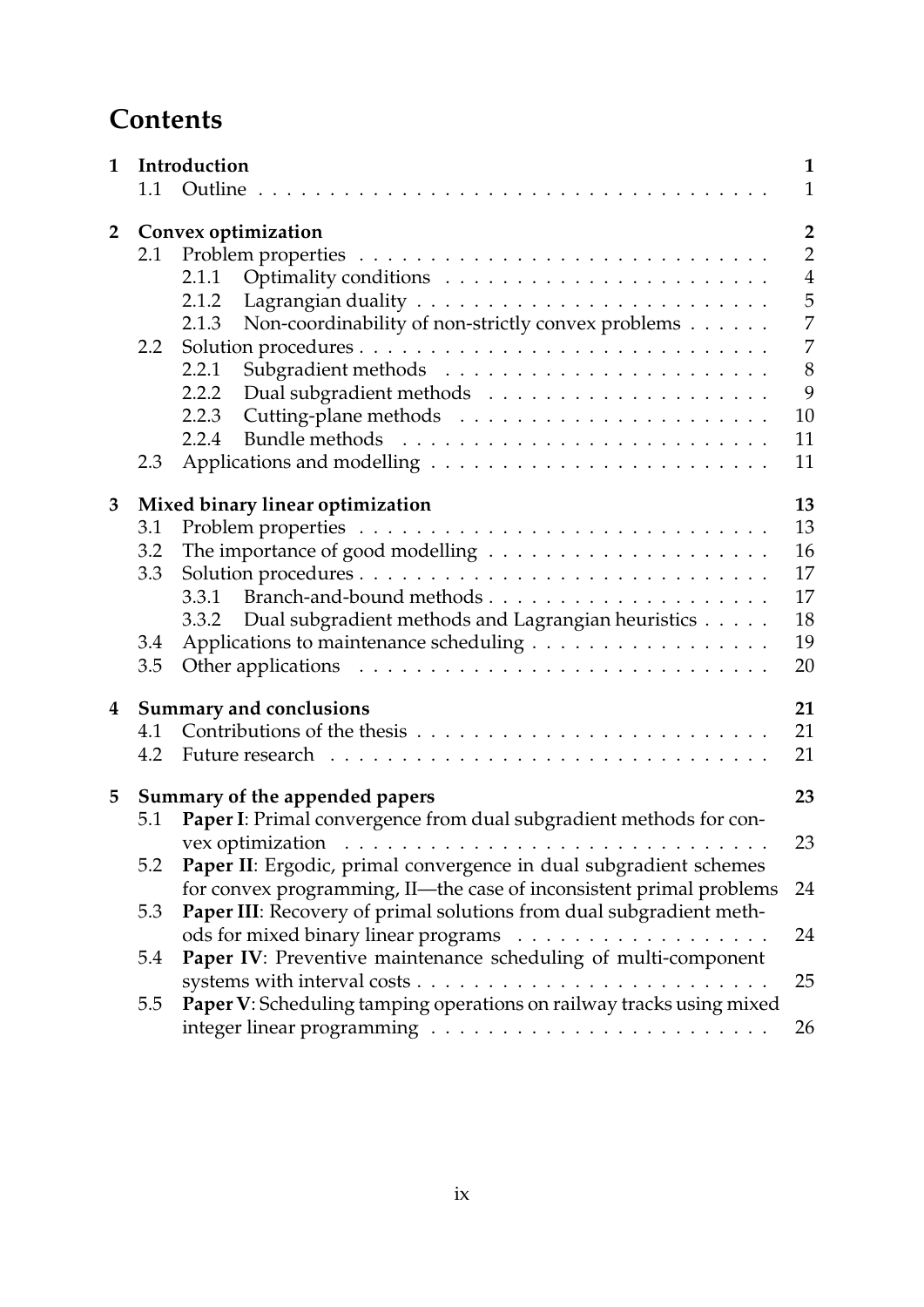# Contents

| | | |
|---|---|---|
| **1** | **Introduction** | **1** |
| | 1.1 Outline | 1 |
| **2** | **Convex optimization** | **2** |
| | 2.1 Problem properties | 2 |
| | 2.1.1 Optimality conditions | 4 |
| | 2.1.2 Lagrangian duality | 5 |
| | 2.1.3 Non-coordinability of non-strictly convex problems | 7 |
| | 2.2 Solution procedures | 7 |
| | 2.2.1 Subgradient methods | 8 |
| | 2.2.2 Dual subgradient methods | 9 |
| | 2.2.3 Cutting-plane methods | 10 |
| | 2.2.4 Bundle methods | 11 |
| | 2.3 Applications and modelling | 11 |
| **3** | **Mixed binary linear optimization** | **13** |
| | 3.1 Problem properties | 13 |
| | 3.2 The importance of good modelling | 16 |
| | 3.3 Solution procedures | 17 |
| | 3.3.1 Branch-and-bound methods | 17 |
| | 3.3.2 Dual subgradient methods and Lagrangian heuristics | 18 |
| | 3.4 Applications to maintenance scheduling | 19 |
| | 3.5 Other applications | 20 |
| **4** | **Summary and conclusions** | **21** |
| | 4.1 Contributions of the thesis | 21 |
| | 4.2 Future research | 21 |
| **5** | **Summary of the appended papers** | **23** |
| | 5.1 **Paper I**: Primal convergence from dual subgradient methods for convex optimization | 23 |
| | 5.2 **Paper II**: Ergodic, primal convergence in dual subgradient schemes for convex programming, II—the case of inconsistent primal problems | 24 |
| | 5.3 **Paper III**: Recovery of primal solutions from dual subgradient methods for mixed binary linear programs | 24 |
| | 5.4 **Paper IV**: Preventive maintenance scheduling of multi-component systems with interval costs | 25 |
| | 5.5 **Paper V**: Scheduling tamping operations on railway tracks using mixed integer linear programming | 26 |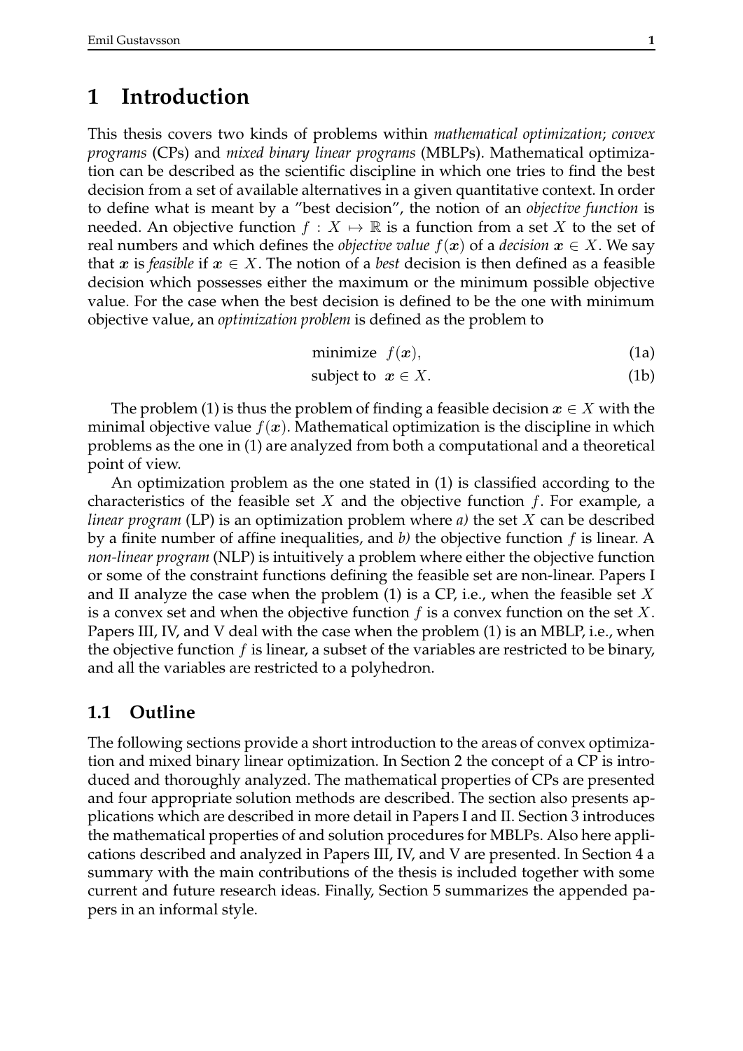# 1 Introduction

This thesis covers two kinds of problems within *mathematical optimization*; *convex programs* (CPs) and *mixed binary linear programs* (MBLPs). Mathematical optimization can be described as the scientific discipline in which one tries to find the best decision from a set of available alternatives in a given quantitative context. In order to define what is meant by a "best decision", the notion of an *objective function* is needed. An objective function $f : X \mapsto \mathbb{R}$ is a function from a set $X$ to the set of real numbers and which defines the *objective value* $f(\boldsymbol{x})$ of a *decision* $\boldsymbol{x} \in X$. We say that $\boldsymbol{x}$ is *feasible* if $\boldsymbol{x} \in X$. The notion of a *best* decision is then defined as a feasible decision which possesses either the maximum or the minimum possible objective value. For the case when the best decision is defined to be the one with minimum objective value, an *optimization problem* is defined as the problem to

$$\text{minimize} \;\; f(\boldsymbol{x}), \tag{1a}$$

$$\text{subject to} \;\; \boldsymbol{x} \in X. \tag{1b}$$

The problem (1) is thus the problem of finding a feasible decision $\boldsymbol{x} \in X$ with the minimal objective value $f(\boldsymbol{x})$. Mathematical optimization is the discipline in which problems as the one in (1) are analyzed from both a computational and a theoretical point of view.

An optimization problem as the one stated in (1) is classified according to the characteristics of the feasible set $X$ and the objective function $f$. For example, a *linear program* (LP) is an optimization problem where *a)* the set $X$ can be described by a finite number of affine inequalities, and *b)* the objective function $f$ is linear. A *non-linear program* (NLP) is intuitively a problem where either the objective function or some of the constraint functions defining the feasible set are non-linear. Papers I and II analyze the case when the problem (1) is a CP, i.e., when the feasible set $X$ is a convex set and when the objective function $f$ is a convex function on the set $X$. Papers III, IV, and V deal with the case when the problem (1) is an MBLP, i.e., when the objective function $f$ is linear, a subset of the variables are restricted to be binary, and all the variables are restricted to a polyhedron.

## 1.1 Outline

The following sections provide a short introduction to the areas of convex optimization and mixed binary linear optimization. In Section 2 the concept of a CP is introduced and thoroughly analyzed. The mathematical properties of CPs are presented and four appropriate solution methods are described. The section also presents applications which are described in more detail in Papers I and II. Section 3 introduces the mathematical properties of and solution procedures for MBLPs. Also here applications described and analyzed in Papers III, IV, and V are presented. In Section 4 a summary with the main contributions of the thesis is included together with some current and future research ideas. Finally, Section 5 summarizes the appended papers in an informal style.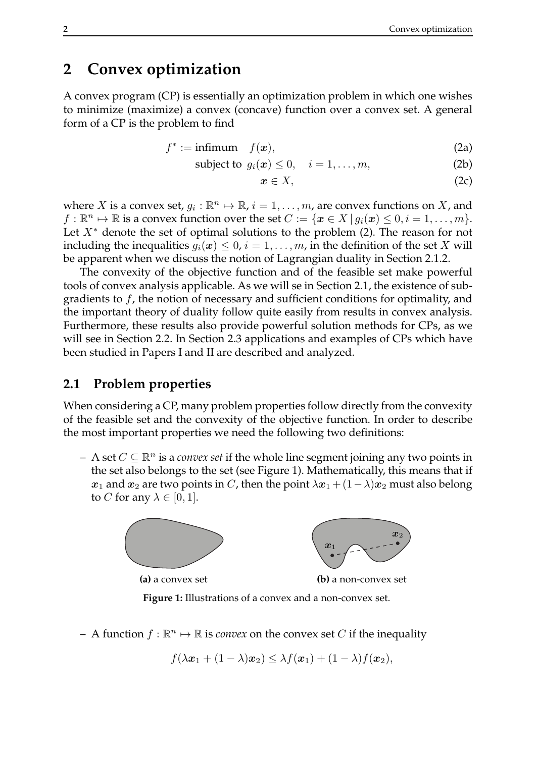# 2 Convex optimization

A convex program (CP) is essentially an optimization problem in which one wishes to minimize (maximize) a convex (concave) function over a convex set. A general form of a CP is the problem to find

$$f^* := \text{infimum} \quad f(\boldsymbol{x}), \tag{2a}$$

$$\text{subject to } g_i(\boldsymbol{x}) \leq 0, \quad i = 1, \ldots, m, \tag{2b}$$

$$\boldsymbol{x} \in X, \tag{2c}$$

where $X$ is a convex set, $g_i : \mathbb{R}^n \mapsto \mathbb{R}$, $i = 1, \ldots, m$, are convex functions on $X$, and $f : \mathbb{R}^n \mapsto \mathbb{R}$ is a convex function over the set $C := \{\boldsymbol{x} \in X \mid g_i(\boldsymbol{x}) \leq 0, i = 1, \ldots, m\}$. Let $X^*$ denote the set of optimal solutions to the problem (2). The reason for not including the inequalities $g_i(\boldsymbol{x}) \leq 0$, $i = 1, \ldots, m$, in the definition of the set $X$ will be apparent when we discuss the notion of Lagrangian duality in Section 2.1.2.

The convexity of the objective function and of the feasible set make powerful tools of convex analysis applicable. As we will se in Section 2.1, the existence of subgradients to $f$, the notion of necessary and sufficient conditions for optimality, and the important theory of duality follow quite easily from results in convex analysis. Furthermore, these results also provide powerful solution methods for CPs, as we will see in Section 2.2. In Section 2.3 applications and examples of CPs which have been studied in Papers I and II are described and analyzed.

## 2.1 Problem properties

When considering a CP, many problem properties follow directly from the convexity of the feasible set and the convexity of the objective function. In order to describe the most important properties we need the following two definitions:

– A set $C \subseteq \mathbb{R}^n$ is a *convex set* if the whole line segment joining any two points in the set also belongs to the set (see Figure 1). Mathematically, this means that if $\boldsymbol{x}_1$ and $\boldsymbol{x}_2$ are two points in $C$, then the point $\lambda\boldsymbol{x}_1 + (1-\lambda)\boldsymbol{x}_2$ must also belong to $C$ for any $\lambda \in [0, 1]$.

**(a)** a convex set **(b)** a non-convex set

**Figure 1:** Illustrations of a convex and a non-convex set.

– A function $f : \mathbb{R}^n \mapsto \mathbb{R}$ is *convex* on the convex set $C$ if the inequality

$$f(\lambda\boldsymbol{x}_1 + (1-\lambda)\boldsymbol{x}_2) \leq \lambda f(\boldsymbol{x}_1) + (1-\lambda) f(\boldsymbol{x}_2),$$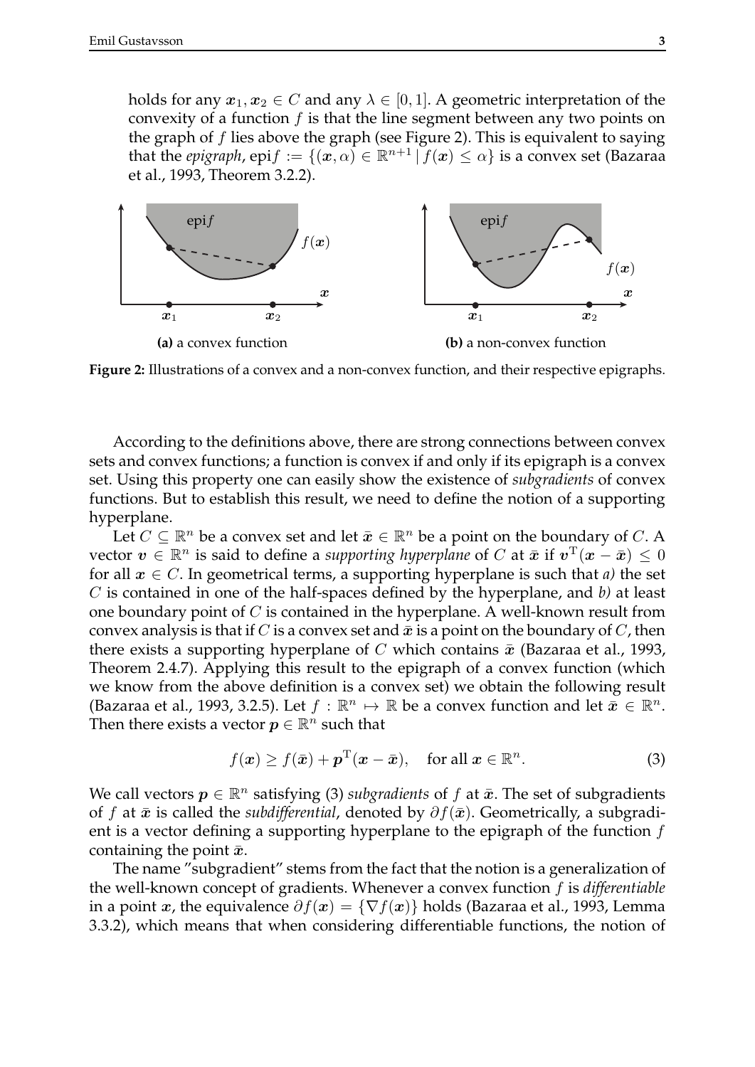holds for any $\boldsymbol{x}_1, \boldsymbol{x}_2 \in C$ and any $\lambda \in [0, 1]$. A geometric interpretation of the convexity of a function $f$ is that the line segment between any two points on the graph of $f$ lies above the graph (see Figure 2). This is equivalent to saying that the *epigraph*, $\text{epi} f := \{(\boldsymbol{x}, \alpha) \in \mathbb{R}^{n+1} \,|\, f(\boldsymbol{x}) \leq \alpha\}$ is a convex set (Bazaraa et al., 1993, Theorem 3.2.2).

**(a)** a convex function

**(b)** a non-convex function

**Figure 2:** Illustrations of a convex and a non-convex function, and their respective epigraphs.

According to the definitions above, there are strong connections between convex sets and convex functions; a function is convex if and only if its epigraph is a convex set. Using this property one can easily show the existence of *subgradients* of convex functions. But to establish this result, we need to define the notion of a supporting hyperplane.

Let $C \subseteq \mathbb{R}^n$ be a convex set and let $\bar{\boldsymbol{x}} \in \mathbb{R}^n$ be a point on the boundary of $C$. A vector $\boldsymbol{v} \in \mathbb{R}^n$ is said to define a *supporting hyperplane* of $C$ at $\bar{\boldsymbol{x}}$ if $\boldsymbol{v}^{\mathrm{T}}(\boldsymbol{x} - \bar{\boldsymbol{x}}) \leq 0$ for all $\boldsymbol{x} \in C$. In geometrical terms, a supporting hyperplane is such that *a)* the set $C$ is contained in one of the half-spaces defined by the hyperplane, and *b)* at least one boundary point of $C$ is contained in the hyperplane. A well-known result from convex analysis is that if $C$ is a convex set and $\bar{\boldsymbol{x}}$ is a point on the boundary of $C$, then there exists a supporting hyperplane of $C$ which contains $\bar{\boldsymbol{x}}$ (Bazaraa et al., 1993, Theorem 2.4.7). Applying this result to the epigraph of a convex function (which we know from the above definition is a convex set) we obtain the following result (Bazaraa et al., 1993, 3.2.5). Let $f : \mathbb{R}^n \mapsto \mathbb{R}$ be a convex function and let $\bar{\boldsymbol{x}} \in \mathbb{R}^n$. Then there exists a vector $\boldsymbol{p} \in \mathbb{R}^n$ such that

$$f(\boldsymbol{x}) \geq f(\bar{\boldsymbol{x}}) + \boldsymbol{p}^{\mathrm{T}}(\boldsymbol{x} - \bar{\boldsymbol{x}}), \quad \text{for all } \boldsymbol{x} \in \mathbb{R}^n. \tag{3}$$

We call vectors $\boldsymbol{p} \in \mathbb{R}^n$ satisfying (3) *subgradients* of $f$ at $\bar{\boldsymbol{x}}$. The set of subgradients of $f$ at $\bar{\boldsymbol{x}}$ is called the *subdifferential*, denoted by $\partial f(\bar{\boldsymbol{x}})$. Geometrically, a subgradient is a vector defining a supporting hyperplane to the epigraph of the function $f$ containing the point $\bar{\boldsymbol{x}}$.

The name "subgradient" stems from the fact that the notion is a generalization of the well-known concept of gradients. Whenever a convex function $f$ is *differentiable* in a point $\boldsymbol{x}$, the equivalence $\partial f(\boldsymbol{x}) = \{\nabla f(\boldsymbol{x})\}$ holds (Bazaraa et al., 1993, Lemma 3.3.2), which means that when considering differentiable functions, the notion of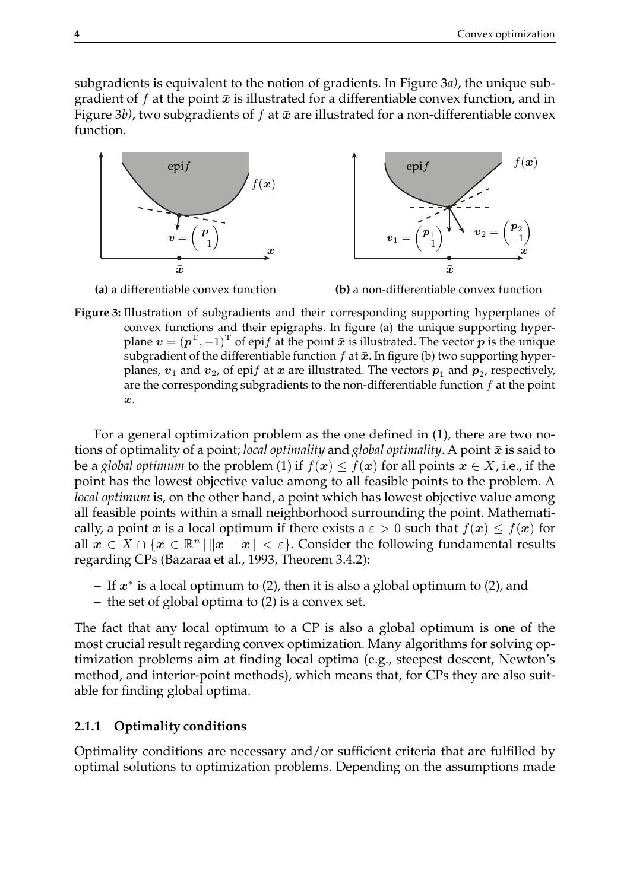subgradients is equivalent to the notion of gradients. In Figure 3*a)*, the unique subgradient of $f$ at the point $\bar{\boldsymbol{x}}$ is illustrated for a differentiable convex function, and in Figure 3*b)*, two subgradients of $f$ at $\bar{\boldsymbol{x}}$ are illustrated for a non-differentiable convex function.

**(a)** a differentiable convex function

**(b)** a non-differentiable convex function

**Figure 3:** Illustration of subgradients and their corresponding supporting hyperplanes of convex functions and their epigraphs. In figure (a) the unique supporting hyperplane $\boldsymbol{v} = (\boldsymbol{p}^{\mathrm{T}}, -1)^{\mathrm{T}}$ of epi$f$ at the point $\bar{\boldsymbol{x}}$ is illustrated. The vector $\boldsymbol{p}$ is the unique subgradient of the differentiable function $f$ at $\bar{\boldsymbol{x}}$. In figure (b) two supporting hyperplanes, $\boldsymbol{v}_1$ and $\boldsymbol{v}_2$, of epi$f$ at $\bar{\boldsymbol{x}}$ are illustrated. The vectors $\boldsymbol{p}_1$ and $\boldsymbol{p}_2$, respectively, are the corresponding subgradients to the non-differentiable function $f$ at the point $\bar{\boldsymbol{x}}$.

For a general optimization problem as the one defined in (1), there are two notions of optimality of a point; *local optimality* and *global optimality*. A point $\bar{\boldsymbol{x}}$ is said to be a *global optimum* to the problem (1) if $f(\bar{\boldsymbol{x}}) \leq f(\boldsymbol{x})$ for all points $\boldsymbol{x} \in X$, i.e., if the point has the lowest objective value among to all feasible points to the problem. A *local optimum* is, on the other hand, a point which has lowest objective value among all feasible points within a small neighborhood surrounding the point. Mathematically, a point $\bar{\boldsymbol{x}}$ is a local optimum if there exists a $\varepsilon > 0$ such that $f(\bar{\boldsymbol{x}}) \leq f(\boldsymbol{x})$ for all $\boldsymbol{x} \in X \cap \{\boldsymbol{x} \in \mathbb{R}^n \mid \|\boldsymbol{x} - \bar{\boldsymbol{x}}\| < \varepsilon\}$. Consider the following fundamental results regarding CPs (Bazaraa et al., 1993, Theorem 3.4.2):

- If $\boldsymbol{x}^*$ is a local optimum to (2), then it is also a global optimum to (2), and
- the set of global optima to (2) is a convex set.

The fact that any local optimum to a CP is also a global optimum is one of the most crucial result regarding convex optimization. Many algorithms for solving optimization problems aim at finding local optima (e.g., steepest descent, Newton's method, and interior-point methods), which means that, for CPs they are also suitable for finding global optima.

### 2.1.1 Optimality conditions

Optimality conditions are necessary and/or sufficient criteria that are fulfilled by optimal solutions to optimization problems. Depending on the assumptions made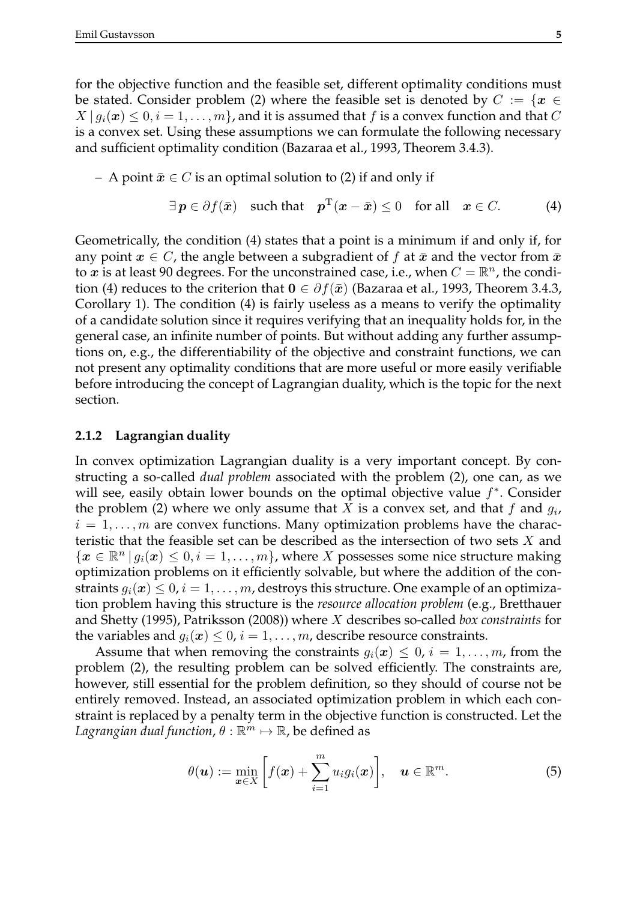for the objective function and the feasible set, different optimality conditions must be stated. Consider problem (2) where the feasible set is denoted by $C := \{\boldsymbol{x} \in X \mid g_i(\boldsymbol{x}) \leq 0, i = 1, \ldots, m\}$, and it is assumed that $f$ is a convex function and that $C$ is a convex set. Using these assumptions we can formulate the following necessary and sufficient optimality condition (Bazaraa et al., 1993, Theorem 3.4.3).

– A point $\bar{\boldsymbol{x}} \in C$ is an optimal solution to (2) if and only if

$$\exists\, \boldsymbol{p} \in \partial f(\bar{\boldsymbol{x}}) \quad \text{such that} \quad \boldsymbol{p}^{\mathrm{T}}(\boldsymbol{x} - \bar{\boldsymbol{x}}) \leq 0 \quad \text{for all} \quad \boldsymbol{x} \in C. \tag{4}$$

Geometrically, the condition (4) states that a point is a minimum if and only if, for any point $\boldsymbol{x} \in C$, the angle between a subgradient of $f$ at $\bar{\boldsymbol{x}}$ and the vector from $\bar{\boldsymbol{x}}$ to $\boldsymbol{x}$ is at least 90 degrees. For the unconstrained case, i.e., when $C = \mathbb{R}^n$, the condition (4) reduces to the criterion that $\mathbf{0} \in \partial f(\bar{\boldsymbol{x}})$ (Bazaraa et al., 1993, Theorem 3.4.3, Corollary 1). The condition (4) is fairly useless as a means to verify the optimality of a candidate solution since it requires verifying that an inequality holds for, in the general case, an infinite number of points. But without adding any further assumptions on, e.g., the differentiability of the objective and constraint functions, we can not present any optimality conditions that are more useful or more easily verifiable before introducing the concept of Lagrangian duality, which is the topic for the next section.

### 2.1.2 Lagrangian duality

In convex optimization Lagrangian duality is a very important concept. By constructing a so-called *dual problem* associated with the problem (2), one can, as we will see, easily obtain lower bounds on the optimal objective value $f^*$. Consider the problem (2) where we only assume that $X$ is a convex set, and that $f$ and $g_i$, $i = 1, \ldots, m$ are convex functions. Many optimization problems have the characteristic that the feasible set can be described as the intersection of two sets $X$ and $\{\boldsymbol{x} \in \mathbb{R}^n \mid g_i(\boldsymbol{x}) \leq 0, i = 1, \ldots, m\}$, where $X$ possesses some nice structure making optimization problems on it efficiently solvable, but where the addition of the constraints $g_i(\boldsymbol{x}) \leq 0$, $i = 1, \ldots, m$, destroys this structure. One example of an optimization problem having this structure is the *resource allocation problem* (e.g., Bretthauer and Shetty (1995), Patriksson (2008)) where $X$ describes so-called *box constraints* for the variables and $g_i(\boldsymbol{x}) \leq 0$, $i = 1, \ldots, m$, describe resource constraints.

Assume that when removing the constraints $g_i(\boldsymbol{x}) \leq 0$, $i = 1, \ldots, m$, from the problem (2), the resulting problem can be solved efficiently. The constraints are, however, still essential for the problem definition, so they should of course not be entirely removed. Instead, an associated optimization problem in which each constraint is replaced by a penalty term in the objective function is constructed. Let the *Lagrangian dual function*, $\theta : \mathbb{R}^m \mapsto \mathbb{R}$, be defined as

$$\theta(\boldsymbol{u}) := \min_{\boldsymbol{x} \in X} \left[ f(\boldsymbol{x}) + \sum_{i=1}^{m} u_i g_i(\boldsymbol{x}) \right], \quad \boldsymbol{u} \in \mathbb{R}^m. \tag{5}$$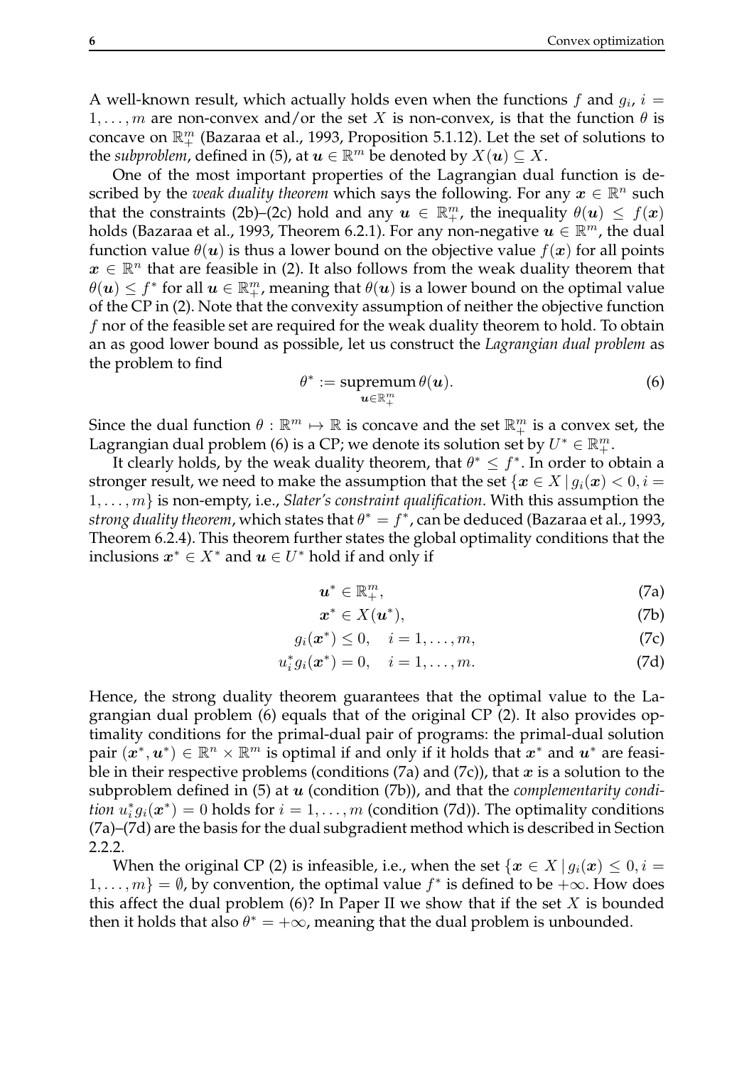A well-known result, which actually holds even when the functions $f$ and $g_i$, $i = 1, \ldots, m$ are non-convex and/or the set $X$ is non-convex, is that the function $\theta$ is concave on $\mathbb{R}^m_+$ (Bazaraa et al., 1993, Proposition 5.1.12). Let the set of solutions to the *subproblem*, defined in (5), at $\boldsymbol{u} \in \mathbb{R}^m$ be denoted by $X(\boldsymbol{u}) \subseteq X$.

One of the most important properties of the Lagrangian dual function is described by the *weak duality theorem* which says the following. For any $\boldsymbol{x} \in \mathbb{R}^n$ such that the constraints (2b)–(2c) hold and any $\boldsymbol{u} \in \mathbb{R}^m_+$, the inequality $\theta(\boldsymbol{u}) \leq f(\boldsymbol{x})$ holds (Bazaraa et al., 1993, Theorem 6.2.1). For any non-negative $\boldsymbol{u} \in \mathbb{R}^m$, the dual function value $\theta(\boldsymbol{u})$ is thus a lower bound on the objective value $f(\boldsymbol{x})$ for all points $\boldsymbol{x} \in \mathbb{R}^n$ that are feasible in (2). It also follows from the weak duality theorem that $\theta(\boldsymbol{u}) \leq f^*$ for all $\boldsymbol{u} \in \mathbb{R}^m_+$, meaning that $\theta(\boldsymbol{u})$ is a lower bound on the optimal value of the CP in (2). Note that the convexity assumption of neither the objective function $f$ nor of the feasible set are required for the weak duality theorem to hold. To obtain an as good lower bound as possible, let us construct the *Lagrangian dual problem* as the problem to find

$$\theta^* := \underset{\boldsymbol{u} \in \mathbb{R}^m_+}{\text{supremum}}\, \theta(\boldsymbol{u}). \tag{6}$$

Since the dual function $\theta : \mathbb{R}^m \mapsto \mathbb{R}$ is concave and the set $\mathbb{R}^m_+$ is a convex set, the Lagrangian dual problem (6) is a CP; we denote its solution set by $U^* \in \mathbb{R}^m_+$.

It clearly holds, by the weak duality theorem, that $\theta^* \leq f^*$. In order to obtain a stronger result, we need to make the assumption that the set $\{\boldsymbol{x} \in X \,|\, g_i(\boldsymbol{x}) < 0, i = 1, \ldots, m\}$ is non-empty, i.e., *Slater's constraint qualification*. With this assumption the *strong duality theorem*, which states that $\theta^* = f^*$, can be deduced (Bazaraa et al., 1993, Theorem 6.2.4). This theorem further states the global optimality conditions that the inclusions $\boldsymbol{x}^* \in X^*$ and $\boldsymbol{u} \in U^*$ hold if and only if

$$\boldsymbol{u}^* \in \mathbb{R}^m_+, \tag{7a}$$

$$\boldsymbol{x}^* \in X(\boldsymbol{u}^*), \tag{7b}$$

$$g_i(\boldsymbol{x}^*) \leq 0, \quad i = 1, \ldots, m, \tag{7c}$$

$$u_i^* g_i(\boldsymbol{x}^*) = 0, \quad i = 1, \ldots, m. \tag{7d}$$

Hence, the strong duality theorem guarantees that the optimal value to the Lagrangian dual problem (6) equals that of the original CP (2). It also provides optimality conditions for the primal-dual pair of programs: the primal-dual solution pair $(\boldsymbol{x}^*, \boldsymbol{u}^*) \in \mathbb{R}^n \times \mathbb{R}^m$ is optimal if and only if it holds that $\boldsymbol{x}^*$ and $\boldsymbol{u}^*$ are feasible in their respective problems (conditions (7a) and (7c)), that $\boldsymbol{x}$ is a solution to the subproblem defined in (5) at $\boldsymbol{u}$ (condition (7b)), and that the *complementarity condition* $u_i^* g_i(\boldsymbol{x}^*) = 0$ holds for $i = 1, \ldots, m$ (condition (7d)). The optimality conditions (7a)–(7d) are the basis for the dual subgradient method which is described in Section 2.2.2.

When the original CP (2) is infeasible, i.e., when the set $\{\boldsymbol{x} \in X \,|\, g_i(\boldsymbol{x}) \leq 0, i = 1, \ldots, m\} = \emptyset$, by convention, the optimal value $f^*$ is defined to be $+\infty$. How does this affect the dual problem (6)? In Paper II we show that if the set $X$ is bounded then it holds that also $\theta^* = +\infty$, meaning that the dual problem is unbounded.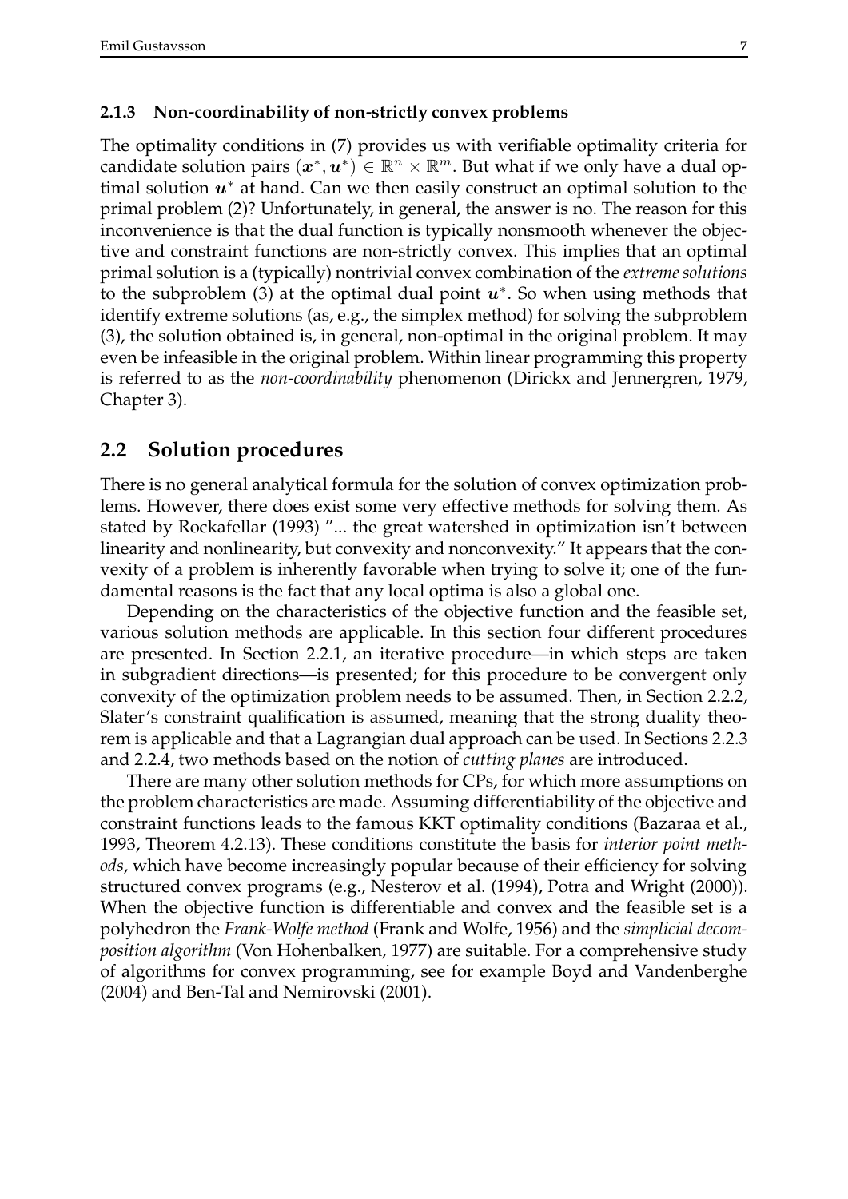### 2.1.3 Non-coordinability of non-strictly convex problems

The optimality conditions in (7) provides us with verifiable optimality criteria for candidate solution pairs $(\boldsymbol{x}^*, \boldsymbol{u}^*) \in \mathbb{R}^n \times \mathbb{R}^m$. But what if we only have a dual optimal solution $\boldsymbol{u}^*$ at hand. Can we then easily construct an optimal solution to the primal problem (2)? Unfortunately, in general, the answer is no. The reason for this inconvenience is that the dual function is typically nonsmooth whenever the objective and constraint functions are non-strictly convex. This implies that an optimal primal solution is a (typically) nontrivial convex combination of the *extreme solutions* to the subproblem (3) at the optimal dual point $\boldsymbol{u}^*$. So when using methods that identify extreme solutions (as, e.g., the simplex method) for solving the subproblem (3), the solution obtained is, in general, non-optimal in the original problem. It may even be infeasible in the original problem. Within linear programming this property is referred to as the *non-coordinability* phenomenon (Dirickx and Jennergren, 1979, Chapter 3).

## 2.2 Solution procedures

There is no general analytical formula for the solution of convex optimization problems. However, there does exist some very effective methods for solving them. As stated by Rockafellar (1993) "... the great watershed in optimization isn't between linearity and nonlinearity, but convexity and nonconvexity." It appears that the convexity of a problem is inherently favorable when trying to solve it; one of the fundamental reasons is the fact that any local optima is also a global one.

Depending on the characteristics of the objective function and the feasible set, various solution methods are applicable. In this section four different procedures are presented. In Section 2.2.1, an iterative procedure—in which steps are taken in subgradient directions—is presented; for this procedure to be convergent only convexity of the optimization problem needs to be assumed. Then, in Section 2.2.2, Slater's constraint qualification is assumed, meaning that the strong duality theorem is applicable and that a Lagrangian dual approach can be used. In Sections 2.2.3 and 2.2.4, two methods based on the notion of *cutting planes* are introduced.

There are many other solution methods for CPs, for which more assumptions on the problem characteristics are made. Assuming differentiability of the objective and constraint functions leads to the famous KKT optimality conditions (Bazaraa et al., 1993, Theorem 4.2.13). These conditions constitute the basis for *interior point methods*, which have become increasingly popular because of their efficiency for solving structured convex programs (e.g., Nesterov et al. (1994), Potra and Wright (2000)). When the objective function is differentiable and convex and the feasible set is a polyhedron the *Frank-Wolfe method* (Frank and Wolfe, 1956) and the *simplicial decomposition algorithm* (Von Hohenbalken, 1977) are suitable. For a comprehensive study of algorithms for convex programming, see for example Boyd and Vandenberghe (2004) and Ben-Tal and Nemirovski (2001).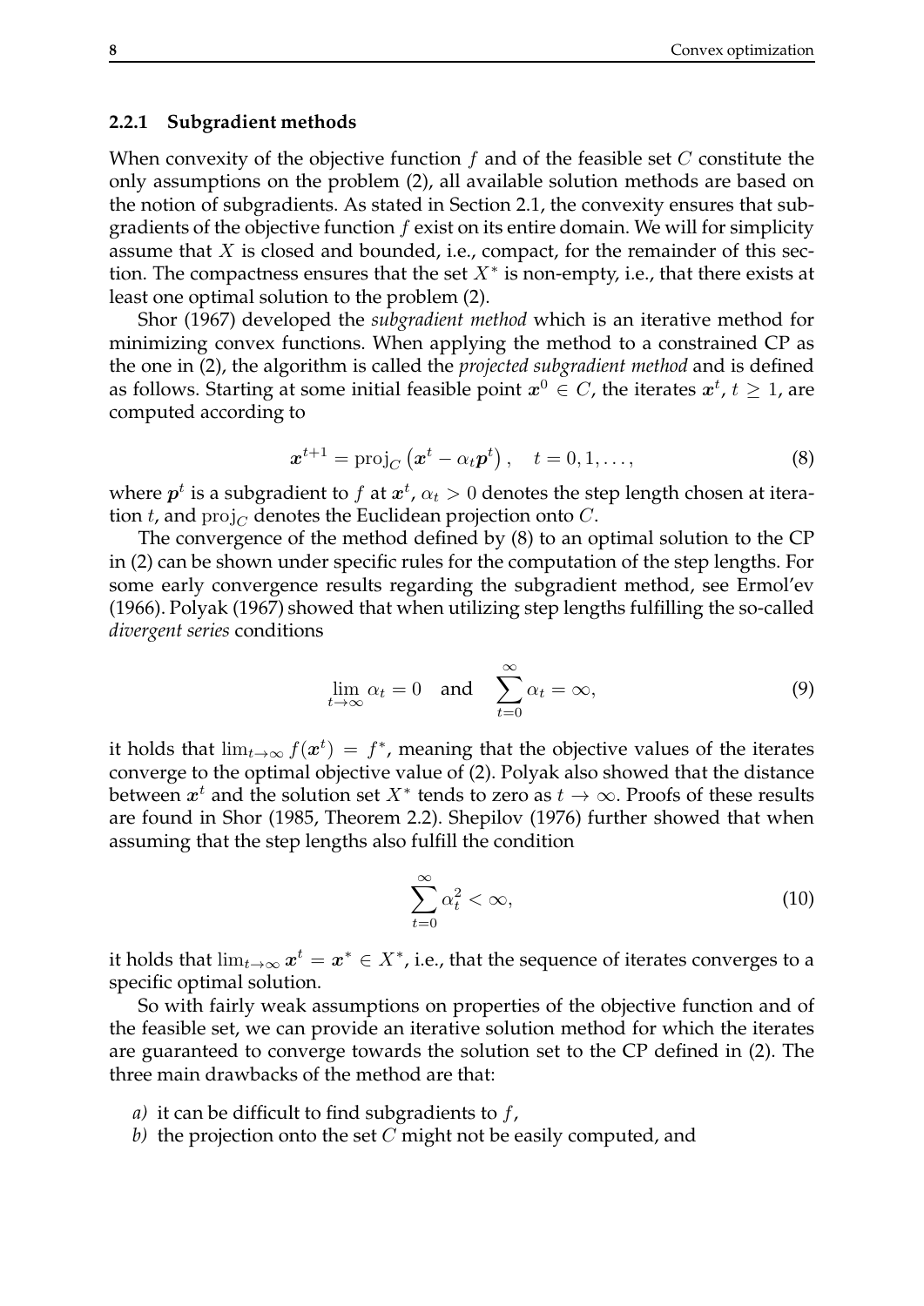### 2.2.1 Subgradient methods

When convexity of the objective function $f$ and of the feasible set $C$ constitute the only assumptions on the problem (2), all available solution methods are based on the notion of subgradients. As stated in Section 2.1, the convexity ensures that subgradients of the objective function $f$ exist on its entire domain. We will for simplicity assume that $X$ is closed and bounded, i.e., compact, for the remainder of this section. The compactness ensures that the set $X^*$ is non-empty, i.e., that there exists at least one optimal solution to the problem (2).

Shor (1967) developed the *subgradient method* which is an iterative method for minimizing convex functions. When applying the method to a constrained CP as the one in (2), the algorithm is called the *projected subgradient method* and is defined as follows. Starting at some initial feasible point $\boldsymbol{x}^0 \in C$, the iterates $\boldsymbol{x}^t$, $t \geq 1$, are computed according to

$$\boldsymbol{x}^{t+1} = \operatorname{proj}_C \left( \boldsymbol{x}^t - \alpha_t \boldsymbol{p}^t \right), \quad t = 0, 1, \ldots, \tag{8}$$

where $\boldsymbol{p}^t$ is a subgradient to $f$ at $\boldsymbol{x}^t$, $\alpha_t > 0$ denotes the step length chosen at iteration $t$, and $\operatorname{proj}_C$ denotes the Euclidean projection onto $C$.

The convergence of the method defined by (8) to an optimal solution to the CP in (2) can be shown under specific rules for the computation of the step lengths. For some early convergence results regarding the subgradient method, see Ermol'ev (1966). Polyak (1967) showed that when utilizing step lengths fulfilling the so-called *divergent series* conditions

$$\lim_{t \to \infty} \alpha_t = 0 \quad \text{and} \quad \sum_{t=0}^{\infty} \alpha_t = \infty, \tag{9}$$

it holds that $\lim_{t \to \infty} f(\boldsymbol{x}^t) = f^*$, meaning that the objective values of the iterates converge to the optimal objective value of (2). Polyak also showed that the distance between $\boldsymbol{x}^t$ and the solution set $X^*$ tends to zero as $t \to \infty$. Proofs of these results are found in Shor (1985, Theorem 2.2). Shepilov (1976) further showed that when assuming that the step lengths also fulfill the condition

$$\sum_{t=0}^{\infty} \alpha_t^2 < \infty, \tag{10}$$

it holds that $\lim_{t \to \infty} \boldsymbol{x}^t = \boldsymbol{x}^* \in X^*$, i.e., that the sequence of iterates converges to a specific optimal solution.

So with fairly weak assumptions on properties of the objective function and of the feasible set, we can provide an iterative solution method for which the iterates are guaranteed to converge towards the solution set to the CP defined in (2). The three main drawbacks of the method are that:

*a)* it can be difficult to find subgradients to $f$,
*b)* the projection onto the set $C$ might not be easily computed, and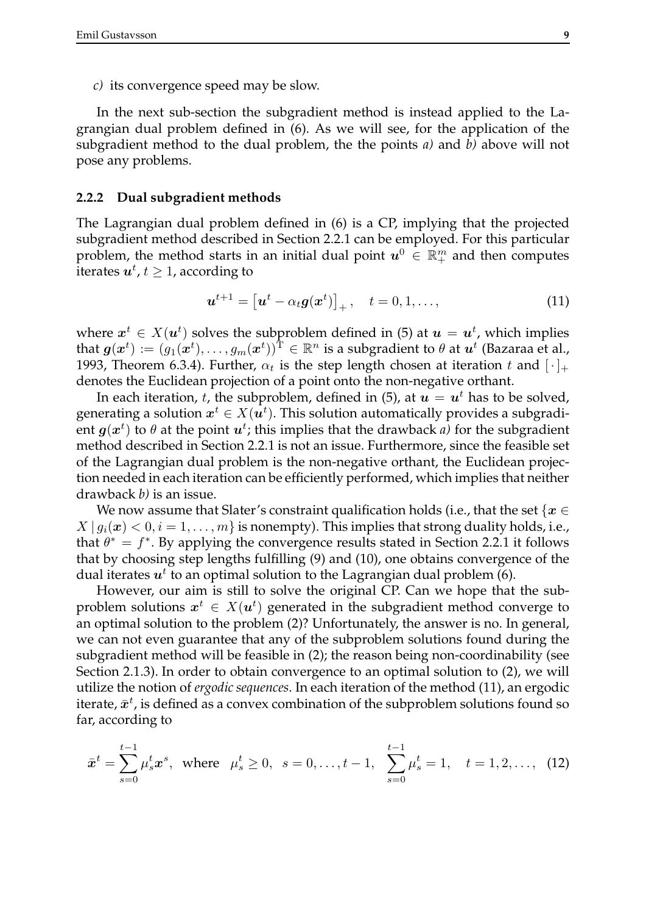*c)* its convergence speed may be slow.

In the next sub-section the subgradient method is instead applied to the Lagrangian dual problem defined in (6). As we will see, for the application of the subgradient method to the dual problem, the the points *a)* and *b)* above will not pose any problems.

### 2.2.2 Dual subgradient methods

The Lagrangian dual problem defined in (6) is a CP, implying that the projected subgradient method described in Section 2.2.1 can be employed. For this particular problem, the method starts in an initial dual point $\boldsymbol{u}^0 \in \mathbb{R}^m_+$ and then computes iterates $\boldsymbol{u}^t$, $t \geq 1$, according to

$$\boldsymbol{u}^{t+1} = \left[\boldsymbol{u}^t - \alpha_t \boldsymbol{g}(\boldsymbol{x}^t)\right]_+, \quad t = 0, 1, \ldots, \tag{11}$$

where $\boldsymbol{x}^t \in X(\boldsymbol{u}^t)$ solves the subproblem defined in (5) at $\boldsymbol{u} = \boldsymbol{u}^t$, which implies that $\boldsymbol{g}(\boldsymbol{x}^t) := (g_1(\boldsymbol{x}^t), \ldots, g_m(\boldsymbol{x}^t))^{\mathrm{T}} \in \mathbb{R}^n$ is a subgradient to $\theta$ at $\boldsymbol{u}^t$ (Bazaraa et al., 1993, Theorem 6.3.4). Further, $\alpha_t$ is the step length chosen at iteration $t$ and $[\cdot]_+$ denotes the Euclidean projection of a point onto the non-negative orthant.

In each iteration, $t$, the subproblem, defined in (5), at $\boldsymbol{u} = \boldsymbol{u}^t$ has to be solved, generating a solution $\boldsymbol{x}^t \in X(\boldsymbol{u}^t)$. This solution automatically provides a subgradient $\boldsymbol{g}(\boldsymbol{x}^t)$ to $\theta$ at the point $\boldsymbol{u}^t$; this implies that the drawback *a)* for the subgradient method described in Section 2.2.1 is not an issue. Furthermore, since the feasible set of the Lagrangian dual problem is the non-negative orthant, the Euclidean projection needed in each iteration can be efficiently performed, which implies that neither drawback *b)* is an issue.

We now assume that Slater's constraint qualification holds (i.e., that the set $\{\boldsymbol{x} \in X \mid g_i(\boldsymbol{x}) < 0, i = 1, \ldots, m\}$ is nonempty). This implies that strong duality holds, i.e., that $\theta^* = f^*$. By applying the convergence results stated in Section 2.2.1 it follows that by choosing step lengths fulfilling (9) and (10), one obtains convergence of the dual iterates $\boldsymbol{u}^t$ to an optimal solution to the Lagrangian dual problem (6).

However, our aim is still to solve the original CP. Can we hope that the subproblem solutions $\boldsymbol{x}^t \in X(\boldsymbol{u}^t)$ generated in the subgradient method converge to an optimal solution to the problem (2)? Unfortunately, the answer is no. In general, we can not even guarantee that any of the subproblem solutions found during the subgradient method will be feasible in (2); the reason being non-coordinability (see Section 2.1.3). In order to obtain convergence to an optimal solution to (2), we will utilize the notion of *ergodic sequences*. In each iteration of the method (11), an ergodic iterate, $\bar{\boldsymbol{x}}^t$, is defined as a convex combination of the subproblem solutions found so far, according to

$$\bar{\boldsymbol{x}}^t = \sum_{s=0}^{t-1} \mu_s^t \boldsymbol{x}^s, \;\; \text{where} \;\; \mu_s^t \geq 0, \;\; s = 0, \ldots, t-1, \;\; \sum_{s=0}^{t-1} \mu_s^t = 1, \quad t = 1, 2, \ldots, \tag{12}$$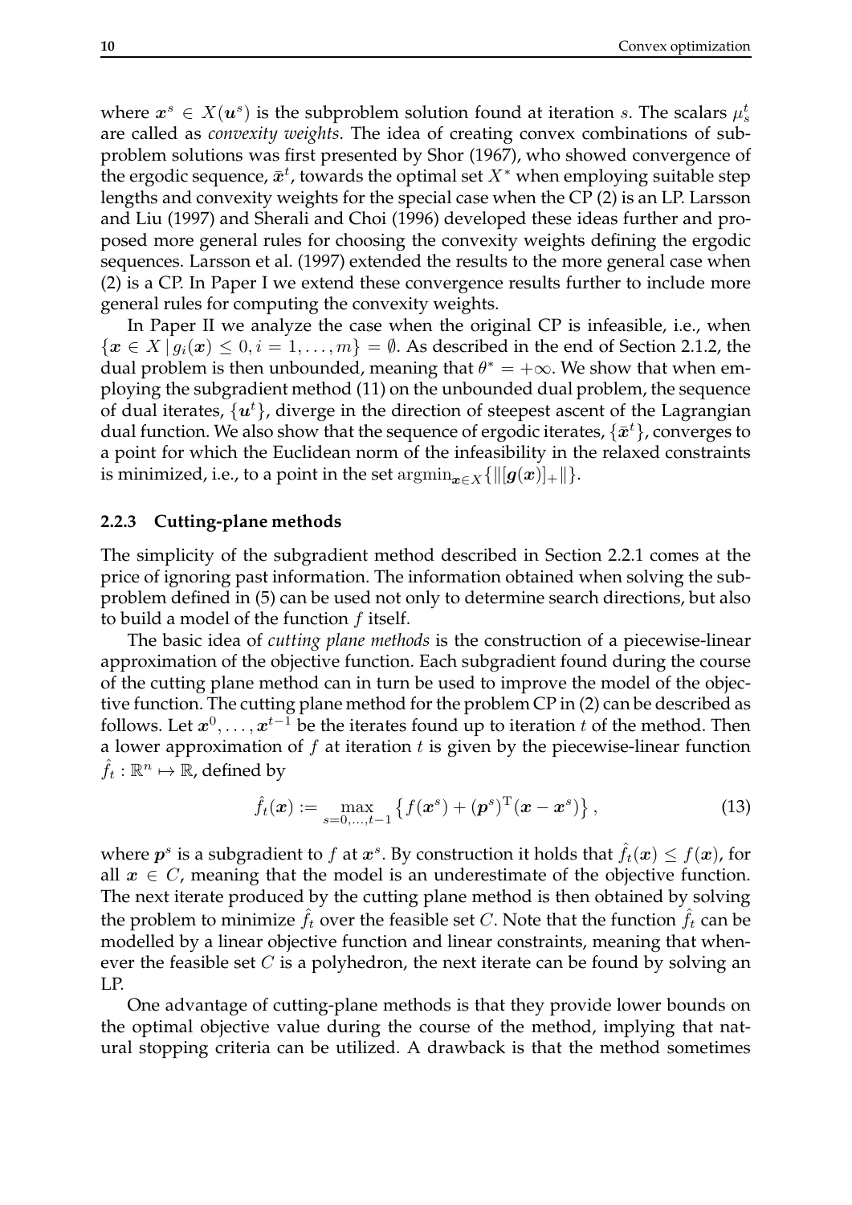where $\boldsymbol{x}^s \in X(\boldsymbol{u}^s)$ is the subproblem solution found at iteration $s$. The scalars $\mu_s^t$ are called as *convexity weights*. The idea of creating convex combinations of subproblem solutions was first presented by Shor (1967), who showed convergence of the ergodic sequence, $\bar{\boldsymbol{x}}^t$, towards the optimal set $X^*$ when employing suitable step lengths and convexity weights for the special case when the CP (2) is an LP. Larsson and Liu (1997) and Sherali and Choi (1996) developed these ideas further and proposed more general rules for choosing the convexity weights defining the ergodic sequences. Larsson et al. (1997) extended the results to the more general case when (2) is a CP. In Paper I we extend these convergence results further to include more general rules for computing the convexity weights.

In Paper II we analyze the case when the original CP is infeasible, i.e., when $\{\boldsymbol{x} \in X \mid g_i(\boldsymbol{x}) \leq 0, i = 1, \ldots, m\} = \emptyset$. As described in the end of Section 2.1.2, the dual problem is then unbounded, meaning that $\theta^* = +\infty$. We show that when employing the subgradient method (11) on the unbounded dual problem, the sequence of dual iterates, $\{\boldsymbol{u}^t\}$, diverge in the direction of steepest ascent of the Lagrangian dual function. We also show that the sequence of ergodic iterates, $\{\bar{\boldsymbol{x}}^t\}$, converges to a point for which the Euclidean norm of the infeasibility in the relaxed constraints is minimized, i.e., to a point in the set $\operatorname{argmin}_{\boldsymbol{x} \in X}\{\|[\boldsymbol{g}(\boldsymbol{x})]_+\|\}$.

### 2.2.3 Cutting-plane methods

The simplicity of the subgradient method described in Section 2.2.1 comes at the price of ignoring past information. The information obtained when solving the subproblem defined in (5) can be used not only to determine search directions, but also to build a model of the function $f$ itself.

The basic idea of *cutting plane methods* is the construction of a piecewise-linear approximation of the objective function. Each subgradient found during the course of the cutting plane method can in turn be used to improve the model of the objective function. The cutting plane method for the problem CP in (2) can be described as follows. Let $\boldsymbol{x}^0, \ldots, \boldsymbol{x}^{t-1}$ be the iterates found up to iteration $t$ of the method. Then a lower approximation of $f$ at iteration $t$ is given by the piecewise-linear function $\hat{f}_t : \mathbb{R}^n \mapsto \mathbb{R}$, defined by

$$\hat{f}_t(\boldsymbol{x}) := \max_{s=0,\ldots,t-1} \left\{ f(\boldsymbol{x}^s) + (\boldsymbol{p}^s)^{\mathrm{T}}(\boldsymbol{x} - \boldsymbol{x}^s) \right\}, \tag{13}$$

where $\boldsymbol{p}^s$ is a subgradient to $f$ at $\boldsymbol{x}^s$. By construction it holds that $\hat{f}_t(\boldsymbol{x}) \leq f(\boldsymbol{x})$, for all $\boldsymbol{x} \in C$, meaning that the model is an underestimate of the objective function. The next iterate produced by the cutting plane method is then obtained by solving the problem to minimize $\hat{f}_t$ over the feasible set $C$. Note that the function $\hat{f}_t$ can be modelled by a linear objective function and linear constraints, meaning that whenever the feasible set $C$ is a polyhedron, the next iterate can be found by solving an LP.

One advantage of cutting-plane methods is that they provide lower bounds on the optimal objective value during the course of the method, implying that natural stopping criteria can be utilized. A drawback is that the method sometimes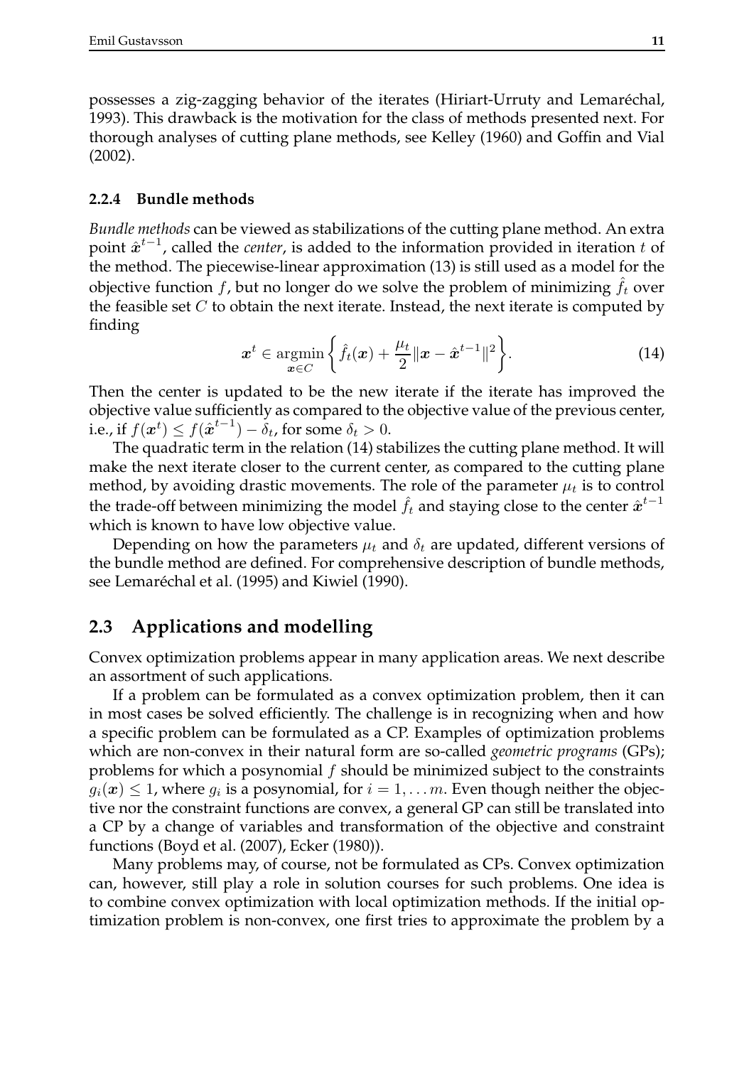possesses a zig-zagging behavior of the iterates (Hiriart-Urruty and Lemaréchal, 1993). This drawback is the motivation for the class of methods presented next. For thorough analyses of cutting plane methods, see Kelley (1960) and Goffin and Vial (2002).

### 2.2.4 Bundle methods

*Bundle methods* can be viewed as stabilizations of the cutting plane method. An extra point $\hat{\boldsymbol{x}}^{t-1}$, called the *center*, is added to the information provided in iteration $t$ of the method. The piecewise-linear approximation (13) is still used as a model for the objective function $f$, but no longer do we solve the problem of minimizing $\hat{f}_t$ over the feasible set $C$ to obtain the next iterate. Instead, the next iterate is computed by finding

$$\boldsymbol{x}^t \in \underset{\boldsymbol{x} \in C}{\operatorname{argmin}} \left\{ \hat{f}_t(\boldsymbol{x}) + \frac{\mu_t}{2} \|\boldsymbol{x} - \hat{\boldsymbol{x}}^{t-1}\|^2 \right\}. \tag{14}$$

Then the center is updated to be the new iterate if the iterate has improved the objective value sufficiently as compared to the objective value of the previous center, i.e., if $f(\boldsymbol{x}^t) \leq f(\hat{\boldsymbol{x}}^{t-1}) - \delta_t$, for some $\delta_t > 0$.

The quadratic term in the relation (14) stabilizes the cutting plane method. It will make the next iterate closer to the current center, as compared to the cutting plane method, by avoiding drastic movements. The role of the parameter $\mu_t$ is to control the trade-off between minimizing the model $\hat{f}_t$ and staying close to the center $\hat{\boldsymbol{x}}^{t-1}$ which is known to have low objective value.

Depending on how the parameters $\mu_t$ and $\delta_t$ are updated, different versions of the bundle method are defined. For comprehensive description of bundle methods, see Lemaréchal et al. (1995) and Kiwiel (1990).

## 2.3 Applications and modelling

Convex optimization problems appear in many application areas. We next describe an assortment of such applications.

If a problem can be formulated as a convex optimization problem, then it can in most cases be solved efficiently. The challenge is in recognizing when and how a specific problem can be formulated as a CP. Examples of optimization problems which are non-convex in their natural form are so-called *geometric programs* (GPs); problems for which a posynomial $f$ should be minimized subject to the constraints $g_i(\boldsymbol{x}) \leq 1$, where $g_i$ is a posynomial, for $i = 1, \ldots m$. Even though neither the objective nor the constraint functions are convex, a general GP can still be translated into a CP by a change of variables and transformation of the objective and constraint functions (Boyd et al. (2007), Ecker (1980)).

Many problems may, of course, not be formulated as CPs. Convex optimization can, however, still play a role in solution courses for such problems. One idea is to combine convex optimization with local optimization methods. If the initial optimization problem is non-convex, one first tries to approximate the problem by a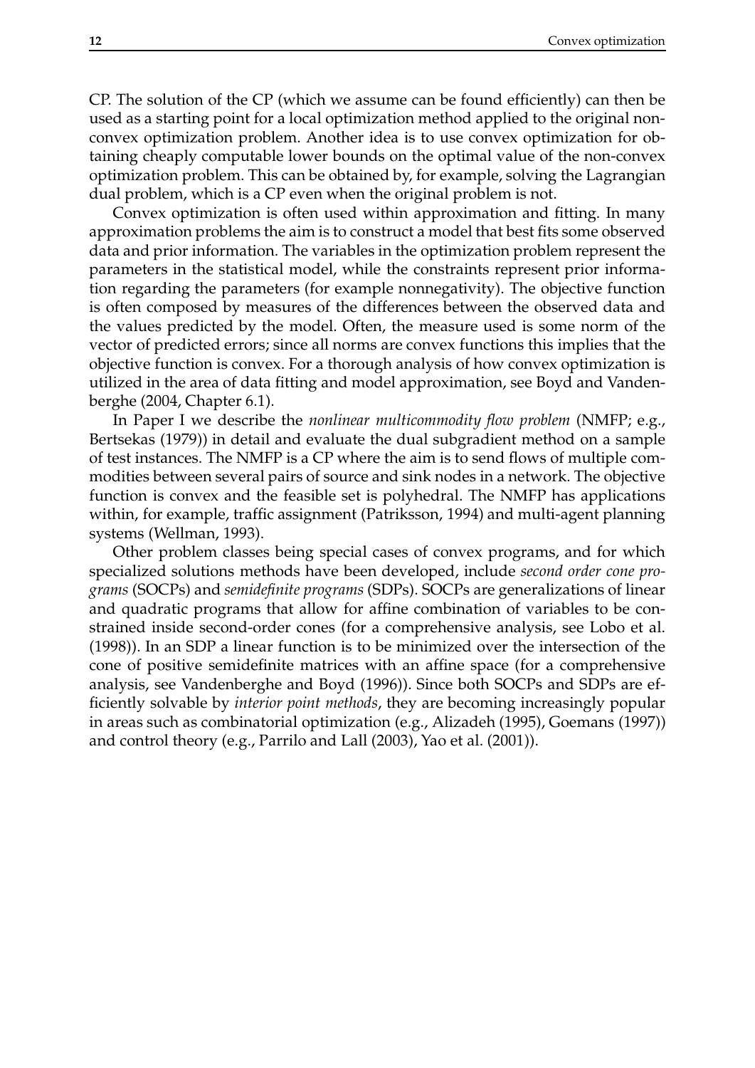CP. The solution of the CP (which we assume can be found efficiently) can then be used as a starting point for a local optimization method applied to the original non-convex optimization problem. Another idea is to use convex optimization for obtaining cheaply computable lower bounds on the optimal value of the non-convex optimization problem. This can be obtained by, for example, solving the Lagrangian dual problem, which is a CP even when the original problem is not.

Convex optimization is often used within approximation and fitting. In many approximation problems the aim is to construct a model that best fits some observed data and prior information. The variables in the optimization problem represent the parameters in the statistical model, while the constraints represent prior information regarding the parameters (for example nonnegativity). The objective function is often composed by measures of the differences between the observed data and the values predicted by the model. Often, the measure used is some norm of the vector of predicted errors; since all norms are convex functions this implies that the objective function is convex. For a thorough analysis of how convex optimization is utilized in the area of data fitting and model approximation, see Boyd and Vandenberghe (2004, Chapter 6.1).

In Paper I we describe the *nonlinear multicommodity flow problem* (NMFP; e.g., Bertsekas (1979)) in detail and evaluate the dual subgradient method on a sample of test instances. The NMFP is a CP where the aim is to send flows of multiple commodities between several pairs of source and sink nodes in a network. The objective function is convex and the feasible set is polyhedral. The NMFP has applications within, for example, traffic assignment (Patriksson, 1994) and multi-agent planning systems (Wellman, 1993).

Other problem classes being special cases of convex programs, and for which specialized solutions methods have been developed, include *second order cone programs* (SOCPs) and *semidefinite programs* (SDPs). SOCPs are generalizations of linear and quadratic programs that allow for affine combination of variables to be constrained inside second-order cones (for a comprehensive analysis, see Lobo et al. (1998)). In an SDP a linear function is to be minimized over the intersection of the cone of positive semidefinite matrices with an affine space (for a comprehensive analysis, see Vandenberghe and Boyd (1996)). Since both SOCPs and SDPs are efficiently solvable by *interior point methods*, they are becoming increasingly popular in areas such as combinatorial optimization (e.g., Alizadeh (1995), Goemans (1997)) and control theory (e.g., Parrilo and Lall (2003), Yao et al. (2001)).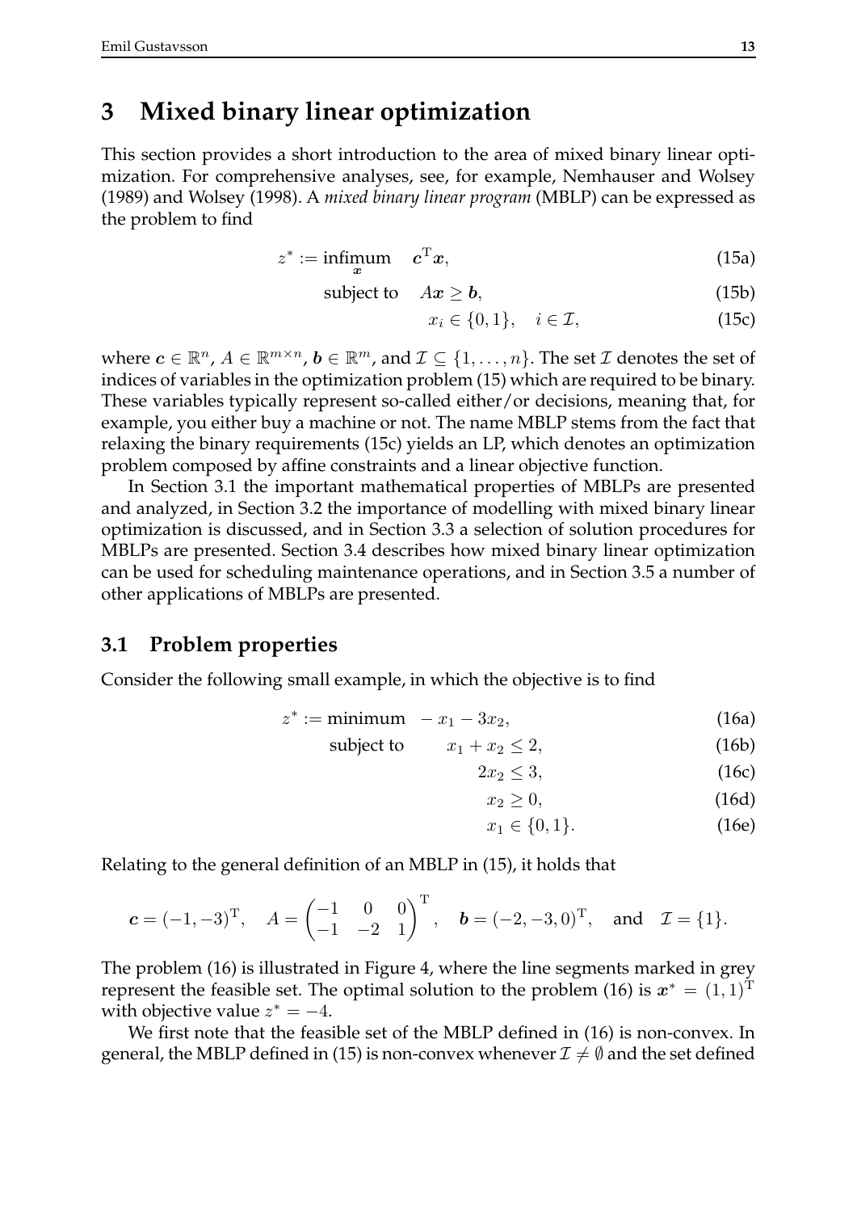# 3 Mixed binary linear optimization

This section provides a short introduction to the area of mixed binary linear optimization. For comprehensive analyses, see, for example, Nemhauser and Wolsey (1989) and Wolsey (1998). A *mixed binary linear program* (MBLP) can be expressed as the problem to find

$$z^* := \underset{\boldsymbol{x}}{\text{infimum}} \quad \boldsymbol{c}^{\mathrm{T}}\boldsymbol{x}, \tag{15a}$$

$$\text{subject to} \quad A\boldsymbol{x} \geq \boldsymbol{b}, \tag{15b}$$

$$x_i \in \{0, 1\}, \quad i \in \mathcal{I}, \tag{15c}$$

where $\boldsymbol{c} \in \mathbb{R}^n$, $A \in \mathbb{R}^{m \times n}$, $\boldsymbol{b} \in \mathbb{R}^m$, and $\mathcal{I} \subseteq \{1, \ldots, n\}$. The set $\mathcal{I}$ denotes the set of indices of variables in the optimization problem (15) which are required to be binary. These variables typically represent so-called either/or decisions, meaning that, for example, you either buy a machine or not. The name MBLP stems from the fact that relaxing the binary requirements (15c) yields an LP, which denotes an optimization problem composed by affine constraints and a linear objective function.

In Section 3.1 the important mathematical properties of MBLPs are presented and analyzed, in Section 3.2 the importance of modelling with mixed binary linear optimization is discussed, and in Section 3.3 a selection of solution procedures for MBLPs are presented. Section 3.4 describes how mixed binary linear optimization can be used for scheduling maintenance operations, and in Section 3.5 a number of other applications of MBLPs are presented.

## 3.1 Problem properties

Consider the following small example, in which the objective is to find

$$z^* := \text{minimum} \quad -x_1 - 3x_2, \tag{16a}$$

$$\text{subject to} \quad x_1 + x_2 \leq 2, \tag{16b}$$

$$2x_2 \leq 3, \tag{16c}$$

$$x_2 \geq 0, \tag{16d}$$

$$x_1 \in \{0, 1\}. \tag{16e}$$

Relating to the general definition of an MBLP in (15), it holds that

$$\boldsymbol{c} = (-1, -3)^{\mathrm{T}}, \quad A = \begin{pmatrix} -1 & 0 & 0 \\ -1 & -2 & 1 \end{pmatrix}^{\mathrm{T}}, \quad \boldsymbol{b} = (-2, -3, 0)^{\mathrm{T}}, \quad \text{and} \quad \mathcal{I} = \{1\}.$$

The problem (16) is illustrated in Figure 4, where the line segments marked in grey represent the feasible set. The optimal solution to the problem (16) is $\boldsymbol{x}^* = (1, 1)^{\mathrm{T}}$ with objective value $z^* = -4$.

We first note that the feasible set of the MBLP defined in (16) is non-convex. In general, the MBLP defined in (15) is non-convex whenever $\mathcal{I} \neq \emptyset$ and the set defined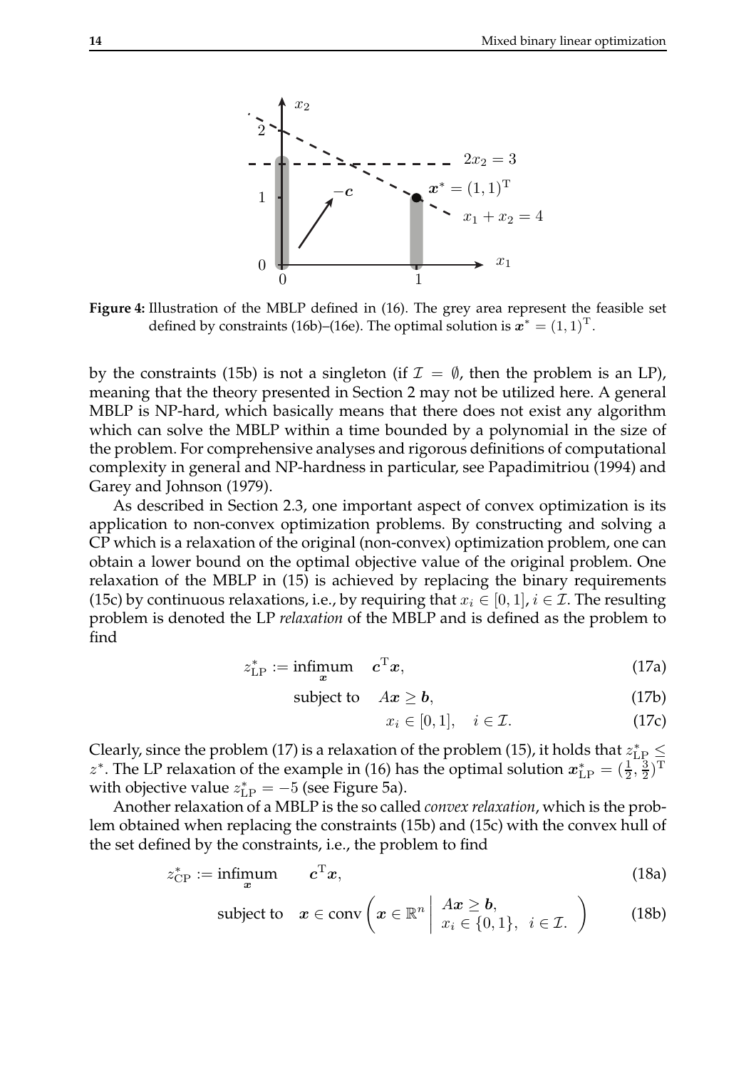**Figure 4:** Illustration of the MBLP defined in (16). The grey area represent the feasible set defined by constraints (16b)–(16e). The optimal solution is $\boldsymbol{x}^* = (1,1)^{\mathrm{T}}$.

by the constraints (15b) is not a singleton (if $\mathcal{I} = \emptyset$, then the problem is an LP), meaning that the theory presented in Section 2 may not be utilized here. A general MBLP is NP-hard, which basically means that there does not exist any algorithm which can solve the MBLP within a time bounded by a polynomial in the size of the problem. For comprehensive analyses and rigorous definitions of computational complexity in general and NP-hardness in particular, see Papadimitriou (1994) and Garey and Johnson (1979).

As described in Section 2.3, one important aspect of convex optimization is its application to non-convex optimization problems. By constructing and solving a CP which is a relaxation of the original (non-convex) optimization problem, one can obtain a lower bound on the optimal objective value of the original problem. One relaxation of the MBLP in (15) is achieved by replacing the binary requirements (15c) by continuous relaxations, i.e., by requiring that $x_i \in [0,1]$, $i \in \mathcal{I}$. The resulting problem is denoted the LP *relaxation* of the MBLP and is defined as the problem to find

$$z^*_{\mathrm{LP}} := \underset{\boldsymbol{x}}{\text{infimum}} \quad \boldsymbol{c}^{\mathrm{T}}\boldsymbol{x}, \tag{17a}$$

$$\text{subject to} \quad A\boldsymbol{x} \geq \boldsymbol{b}, \tag{17b}$$

$$x_i \in [0,1], \quad i \in \mathcal{I}. \tag{17c}$$

Clearly, since the problem (17) is a relaxation of the problem (15), it holds that $z^*_{\mathrm{LP}} \leq z^*$. The LP relaxation of the example in (16) has the optimal solution $\boldsymbol{x}^*_{\mathrm{LP}} = (\frac{1}{2}, \frac{3}{2})^{\mathrm{T}}$ with objective value $z^*_{\mathrm{LP}} = -5$ (see Figure 5a).

Another relaxation of a MBLP is the so called *convex relaxation*, which is the problem obtained when replacing the constraints (15b) and (15c) with the convex hull of the set defined by the constraints, i.e., the problem to find

$$z^*_{\mathrm{CP}} := \underset{\boldsymbol{x}}{\text{infimum}} \qquad \boldsymbol{c}^{\mathrm{T}}\boldsymbol{x}, \tag{18a}$$

$$\text{subject to} \quad \boldsymbol{x} \in \operatorname{conv}\left( \boldsymbol{x} \in \mathbb{R}^n \;\middle|\; \begin{array}{l} A\boldsymbol{x} \geq \boldsymbol{b}, \\ x_i \in \{0,1\}, \quad i \in \mathcal{I}. \end{array} \right) \tag{18b}$$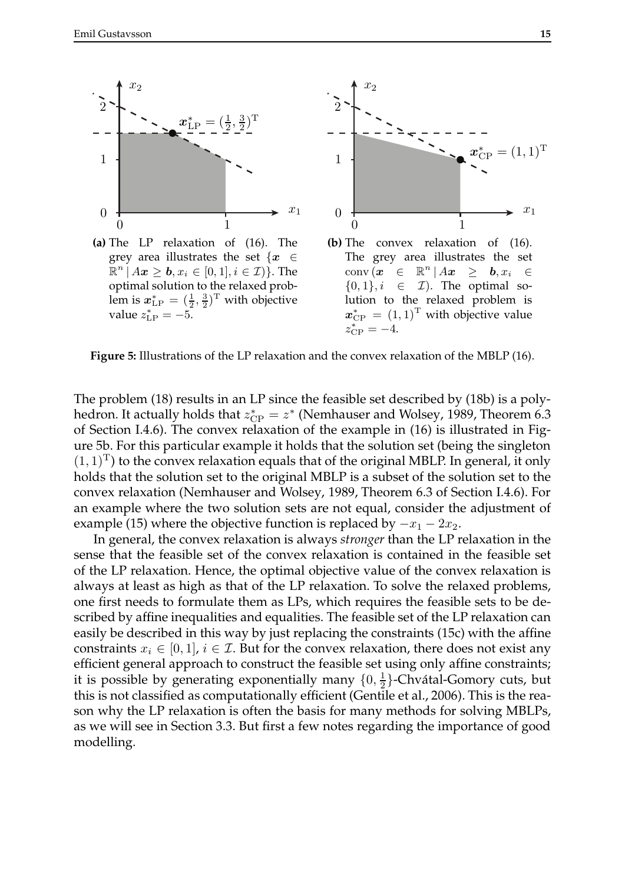**(a)** The LP relaxation of (16). The grey area illustrates the set $\{\boldsymbol{x} \in \mathbb{R}^n \mid A\boldsymbol{x} \geq \boldsymbol{b}, x_i \in [0,1], i \in \mathcal{I})\}$. The optimal solution to the relaxed problem is $\boldsymbol{x}^*_{\mathrm{LP}} = (\frac{1}{2}, \frac{3}{2})^{\mathrm{T}}$ with objective value $z^*_{\mathrm{LP}} = -5$.

**(b)** The convex relaxation of (16). The grey area illustrates the set $\mathrm{conv}\,(\boldsymbol{x} \in \mathbb{R}^n \mid A\boldsymbol{x} \geq \boldsymbol{b}, x_i \in \{0,1\}, i \in \mathcal{I})$. The optimal solution to the relaxed problem is $\boldsymbol{x}^*_{\mathrm{CP}} = (1,1)^{\mathrm{T}}$ with objective value $z^*_{\mathrm{CP}} = -4$.

**Figure 5:** Illustrations of the LP relaxation and the convex relaxation of the MBLP (16).

The problem (18) results in an LP since the feasible set described by (18b) is a polyhedron. It actually holds that $z^*_{\mathrm{CP}} = z^*$ (Nemhauser and Wolsey, 1989, Theorem 6.3 of Section I.4.6). The convex relaxation of the example in (16) is illustrated in Figure 5b. For this particular example it holds that the solution set (being the singleton $(1,1)^{\mathrm{T}}$) to the convex relaxation equals that of the original MBLP. In general, it only holds that the solution set to the original MBLP is a subset of the solution set to the convex relaxation (Nemhauser and Wolsey, 1989, Theorem 6.3 of Section I.4.6). For an example where the two solution sets are not equal, consider the adjustment of example (15) where the objective function is replaced by $-x_1 - 2x_2$.

In general, the convex relaxation is always *stronger* than the LP relaxation in the sense that the feasible set of the convex relaxation is contained in the feasible set of the LP relaxation. Hence, the optimal objective value of the convex relaxation is always at least as high as that of the LP relaxation. To solve the relaxed problems, one first needs to formulate them as LPs, which requires the feasible sets to be described by affine inequalities and equalities. The feasible set of the LP relaxation can easily be described in this way by just replacing the constraints (15c) with the affine constraints $x_i \in [0,1]$, $i \in \mathcal{I}$. But for the convex relaxation, there does not exist any efficient general approach to construct the feasible set using only affine constraints; it is possible by generating exponentially many $\{0, \frac{1}{2}\}$-Chvátal-Gomory cuts, but this is not classified as computationally efficient (Gentile et al., 2006). This is the reason why the LP relaxation is often the basis for many methods for solving MBLPs, as we will see in Section 3.3. But first a few notes regarding the importance of good modelling.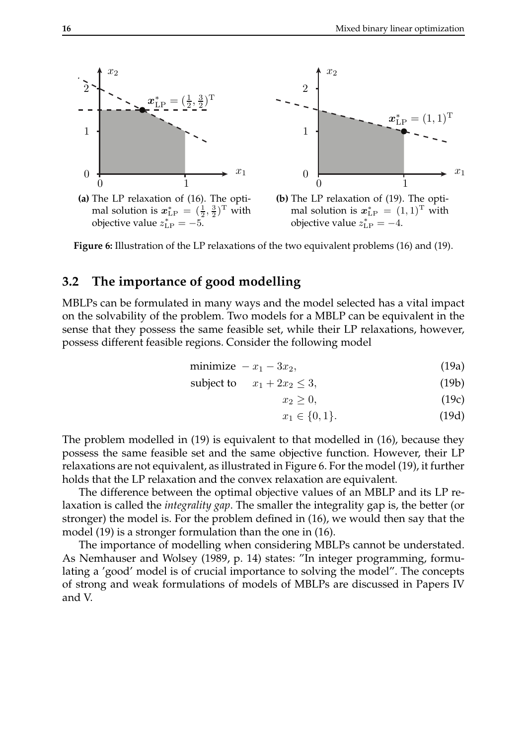**(a)** The LP relaxation of (16). The optimal solution is $\boldsymbol{x}^*_{\mathrm{LP}} = (\frac{1}{2}, \frac{3}{2})^{\mathrm{T}}$ with objective value $z^*_{\mathrm{LP}} = -5$.

**(b)** The LP relaxation of (19). The optimal solution is $\boldsymbol{x}^*_{\mathrm{LP}} = (1, 1)^{\mathrm{T}}$ with objective value $z^*_{\mathrm{LP}} = -4$.

**Figure 6:** Illustration of the LP relaxations of the two equivalent problems (16) and (19).

## 3.2 The importance of good modelling

MBLPs can be formulated in many ways and the model selected has a vital impact on the solvability of the problem. Two models for a MBLP can be equivalent in the sense that they possess the same feasible set, while their LP relaxations, however, possess different feasible regions. Consider the following model

$$\text{minimize} \quad -x_1 - 3x_2, \tag{19a}$$

$$\text{subject to} \quad x_1 + 2x_2 \leq 3, \tag{19b}$$

$$x_2 \geq 0, \tag{19c}$$

$$x_1 \in \{0, 1\}. \tag{19d}$$

The problem modelled in (19) is equivalent to that modelled in (16), because they possess the same feasible set and the same objective function. However, their LP relaxations are not equivalent, as illustrated in Figure 6. For the model (19), it further holds that the LP relaxation and the convex relaxation are equivalent.

The difference between the optimal objective values of an MBLP and its LP relaxation is called the *integrality gap*. The smaller the integrality gap is, the better (or stronger) the model is. For the problem defined in (16), we would then say that the model (19) is a stronger formulation than the one in (16).

The importance of modelling when considering MBLPs cannot be understated. As Nemhauser and Wolsey (1989, p. 14) states: "In integer programming, formulating a 'good' model is of crucial importance to solving the model". The concepts of strong and weak formulations of models of MBLPs are discussed in Papers IV and V.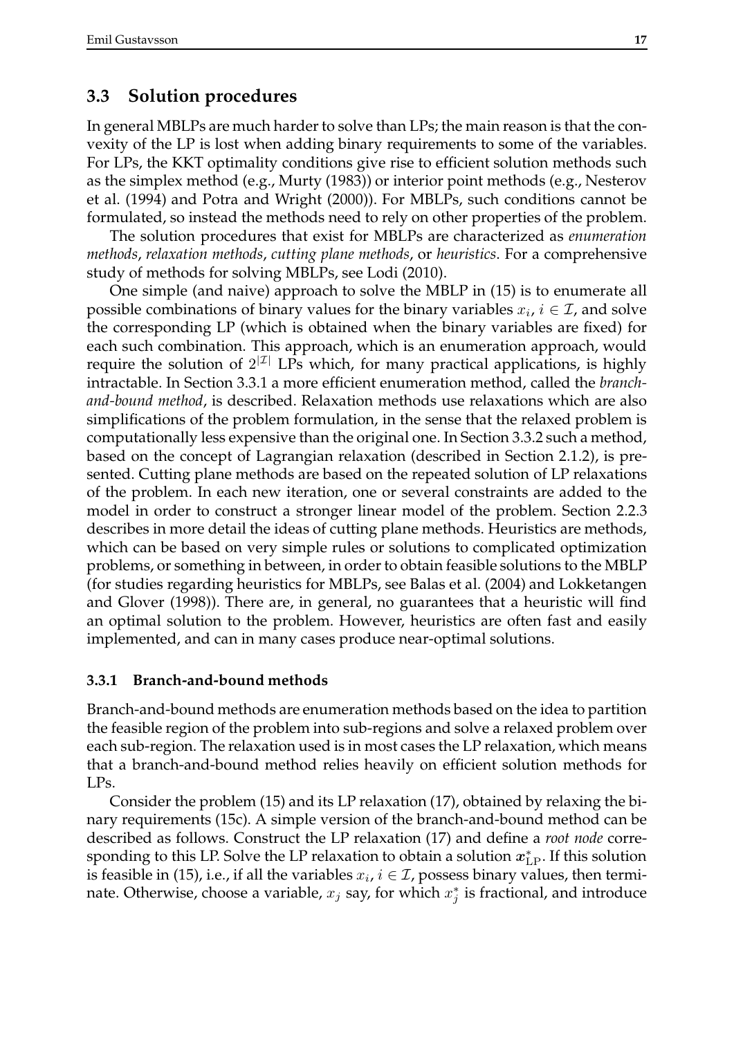## 3.3 Solution procedures

In general MBLPs are much harder to solve than LPs; the main reason is that the convexity of the LP is lost when adding binary requirements to some of the variables. For LPs, the KKT optimality conditions give rise to efficient solution methods such as the simplex method (e.g., Murty (1983)) or interior point methods (e.g., Nesterov et al. (1994) and Potra and Wright (2000)). For MBLPs, such conditions cannot be formulated, so instead the methods need to rely on other properties of the problem.

The solution procedures that exist for MBLPs are characterized as *enumeration methods*, *relaxation methods*, *cutting plane methods*, or *heuristics*. For a comprehensive study of methods for solving MBLPs, see Lodi (2010).

One simple (and naive) approach to solve the MBLP in (15) is to enumerate all possible combinations of binary values for the binary variables $x_i$, $i \in \mathcal{I}$, and solve the corresponding LP (which is obtained when the binary variables are fixed) for each such combination. This approach, which is an enumeration approach, would require the solution of $2^{|\mathcal{I}|}$ LPs which, for many practical applications, is highly intractable. In Section 3.3.1 a more efficient enumeration method, called the *branch-and-bound method*, is described. Relaxation methods use relaxations which are also simplifications of the problem formulation, in the sense that the relaxed problem is computationally less expensive than the original one. In Section 3.3.2 such a method, based on the concept of Lagrangian relaxation (described in Section 2.1.2), is presented. Cutting plane methods are based on the repeated solution of LP relaxations of the problem. In each new iteration, one or several constraints are added to the model in order to construct a stronger linear model of the problem. Section 2.2.3 describes in more detail the ideas of cutting plane methods. Heuristics are methods, which can be based on very simple rules or solutions to complicated optimization problems, or something in between, in order to obtain feasible solutions to the MBLP (for studies regarding heuristics for MBLPs, see Balas et al. (2004) and Lokketangen and Glover (1998)). There are, in general, no guarantees that a heuristic will find an optimal solution to the problem. However, heuristics are often fast and easily implemented, and can in many cases produce near-optimal solutions.

### 3.3.1 Branch-and-bound methods

Branch-and-bound methods are enumeration methods based on the idea to partition the feasible region of the problem into sub-regions and solve a relaxed problem over each sub-region. The relaxation used is in most cases the LP relaxation, which means that a branch-and-bound method relies heavily on efficient solution methods for LPs.

Consider the problem (15) and its LP relaxation (17), obtained by relaxing the binary requirements (15c). A simple version of the branch-and-bound method can be described as follows. Construct the LP relaxation (17) and define a *root node* corresponding to this LP. Solve the LP relaxation to obtain a solution $\boldsymbol{x}^*_{\text{LP}}$. If this solution is feasible in (15), i.e., if all the variables $x_i$, $i \in \mathcal{I}$, possess binary values, then terminate. Otherwise, choose a variable, $x_j$ say, for which $x_j^*$ is fractional, and introduce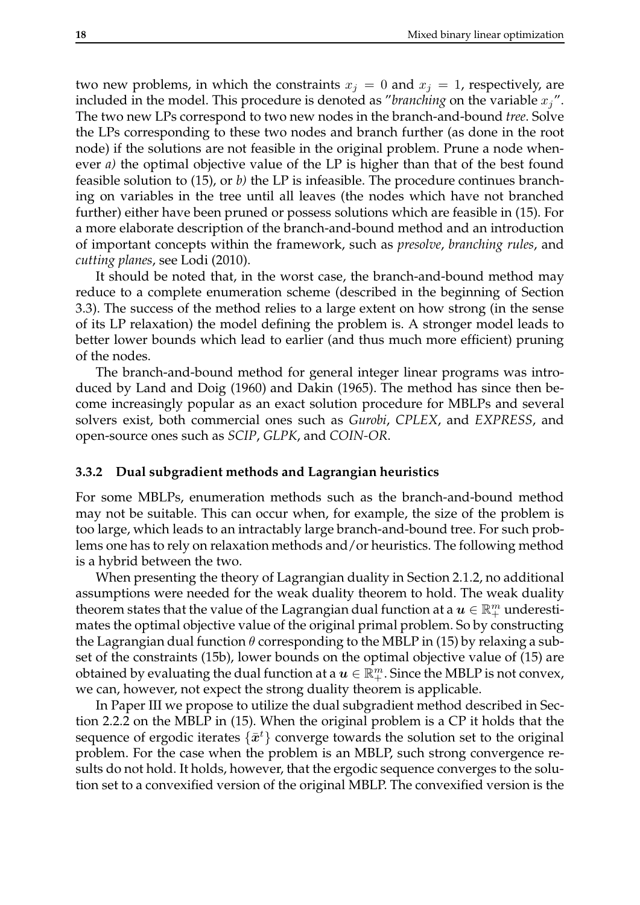two new problems, in which the constraints $x_j = 0$ and $x_j = 1$, respectively, are included in the model. This procedure is denoted as "*branching* on the variable $x_j$". The two new LPs correspond to two new nodes in the branch-and-bound *tree*. Solve the LPs corresponding to these two nodes and branch further (as done in the root node) if the solutions are not feasible in the original problem. Prune a node whenever *a)* the optimal objective value of the LP is higher than that of the best found feasible solution to (15), or *b)* the LP is infeasible. The procedure continues branching on variables in the tree until all leaves (the nodes which have not branched further) either have been pruned or possess solutions which are feasible in (15). For a more elaborate description of the branch-and-bound method and an introduction of important concepts within the framework, such as *presolve*, *branching rules*, and *cutting planes*, see Lodi (2010).

It should be noted that, in the worst case, the branch-and-bound method may reduce to a complete enumeration scheme (described in the beginning of Section 3.3). The success of the method relies to a large extent on how strong (in the sense of its LP relaxation) the model defining the problem is. A stronger model leads to better lower bounds which lead to earlier (and thus much more efficient) pruning of the nodes.

The branch-and-bound method for general integer linear programs was introduced by Land and Doig (1960) and Dakin (1965). The method has since then become increasingly popular as an exact solution procedure for MBLPs and several solvers exist, both commercial ones such as *Gurobi*, *CPLEX*, and *EXPRESS*, and open-source ones such as *SCIP*, *GLPK*, and *COIN-OR*.

### 3.3.2 Dual subgradient methods and Lagrangian heuristics

For some MBLPs, enumeration methods such as the branch-and-bound method may not be suitable. This can occur when, for example, the size of the problem is too large, which leads to an intractably large branch-and-bound tree. For such problems one has to rely on relaxation methods and/or heuristics. The following method is a hybrid between the two.

When presenting the theory of Lagrangian duality in Section 2.1.2, no additional assumptions were needed for the weak duality theorem to hold. The weak duality theorem states that the value of the Lagrangian dual function at a $\boldsymbol{u} \in \mathbb{R}^m_+$ underestimates the optimal objective value of the original primal problem. So by constructing the Lagrangian dual function $\theta$ corresponding to the MBLP in (15) by relaxing a subset of the constraints (15b), lower bounds on the optimal objective value of (15) are obtained by evaluating the dual function at a $\boldsymbol{u} \in \mathbb{R}^m_+$. Since the MBLP is not convex, we can, however, not expect the strong duality theorem is applicable.

In Paper III we propose to utilize the dual subgradient method described in Section 2.2.2 on the MBLP in (15). When the original problem is a CP it holds that the sequence of ergodic iterates $\{\bar{\boldsymbol{x}}^t\}$ converge towards the solution set to the original problem. For the case when the problem is an MBLP, such strong convergence results do not hold. It holds, however, that the ergodic sequence converges to the solution set to a convexified version of the original MBLP. The convexified version is the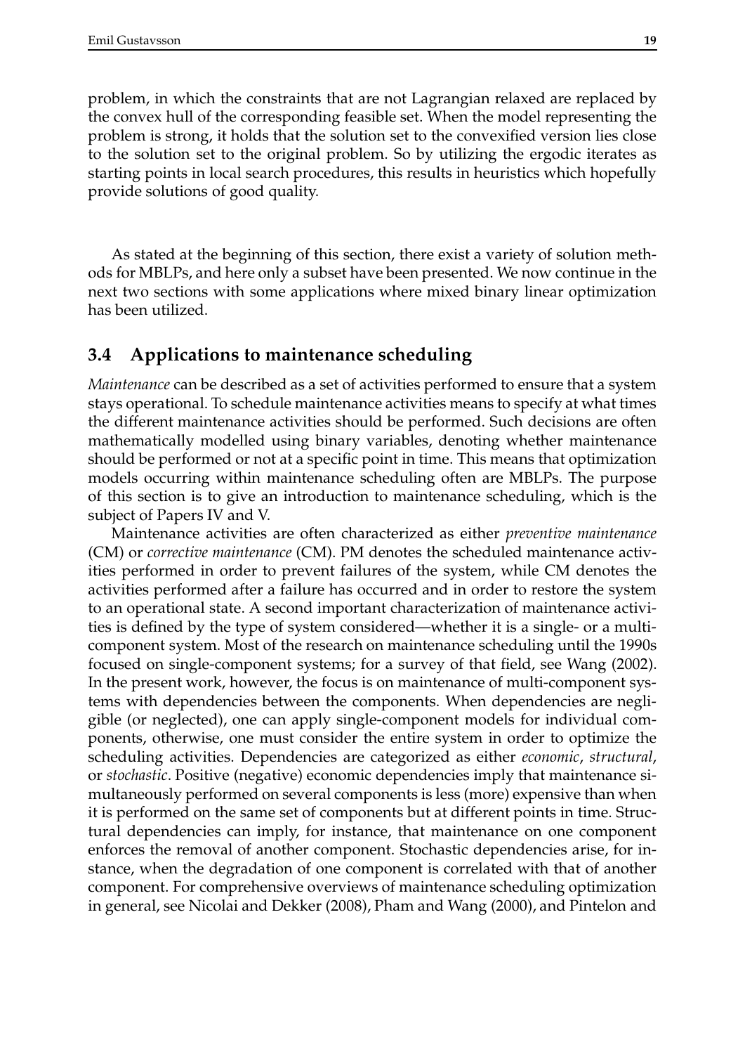problem, in which the constraints that are not Lagrangian relaxed are replaced by the convex hull of the corresponding feasible set. When the model representing the problem is strong, it holds that the solution set to the convexified version lies close to the solution set to the original problem. So by utilizing the ergodic iterates as starting points in local search procedures, this results in heuristics which hopefully provide solutions of good quality.

As stated at the beginning of this section, there exist a variety of solution methods for MBLPs, and here only a subset have been presented. We now continue in the next two sections with some applications where mixed binary linear optimization has been utilized.

## 3.4 Applications to maintenance scheduling

*Maintenance* can be described as a set of activities performed to ensure that a system stays operational. To schedule maintenance activities means to specify at what times the different maintenance activities should be performed. Such decisions are often mathematically modelled using binary variables, denoting whether maintenance should be performed or not at a specific point in time. This means that optimization models occurring within maintenance scheduling often are MBLPs. The purpose of this section is to give an introduction to maintenance scheduling, which is the subject of Papers IV and V.

Maintenance activities are often characterized as either *preventive maintenance* (CM) or *corrective maintenance* (CM). PM denotes the scheduled maintenance activities performed in order to prevent failures of the system, while CM denotes the activities performed after a failure has occurred and in order to restore the system to an operational state. A second important characterization of maintenance activities is defined by the type of system considered—whether it is a single- or a multi-component system. Most of the research on maintenance scheduling until the 1990s focused on single-component systems; for a survey of that field, see Wang (2002). In the present work, however, the focus is on maintenance of multi-component systems with dependencies between the components. When dependencies are negligible (or neglected), one can apply single-component models for individual components, otherwise, one must consider the entire system in order to optimize the scheduling activities. Dependencies are categorized as either *economic*, *structural*, or *stochastic*. Positive (negative) economic dependencies imply that maintenance simultaneously performed on several components is less (more) expensive than when it is performed on the same set of components but at different points in time. Structural dependencies can imply, for instance, that maintenance on one component enforces the removal of another component. Stochastic dependencies arise, for instance, when the degradation of one component is correlated with that of another component. For comprehensive overviews of maintenance scheduling optimization in general, see Nicolai and Dekker (2008), Pham and Wang (2000), and Pintelon and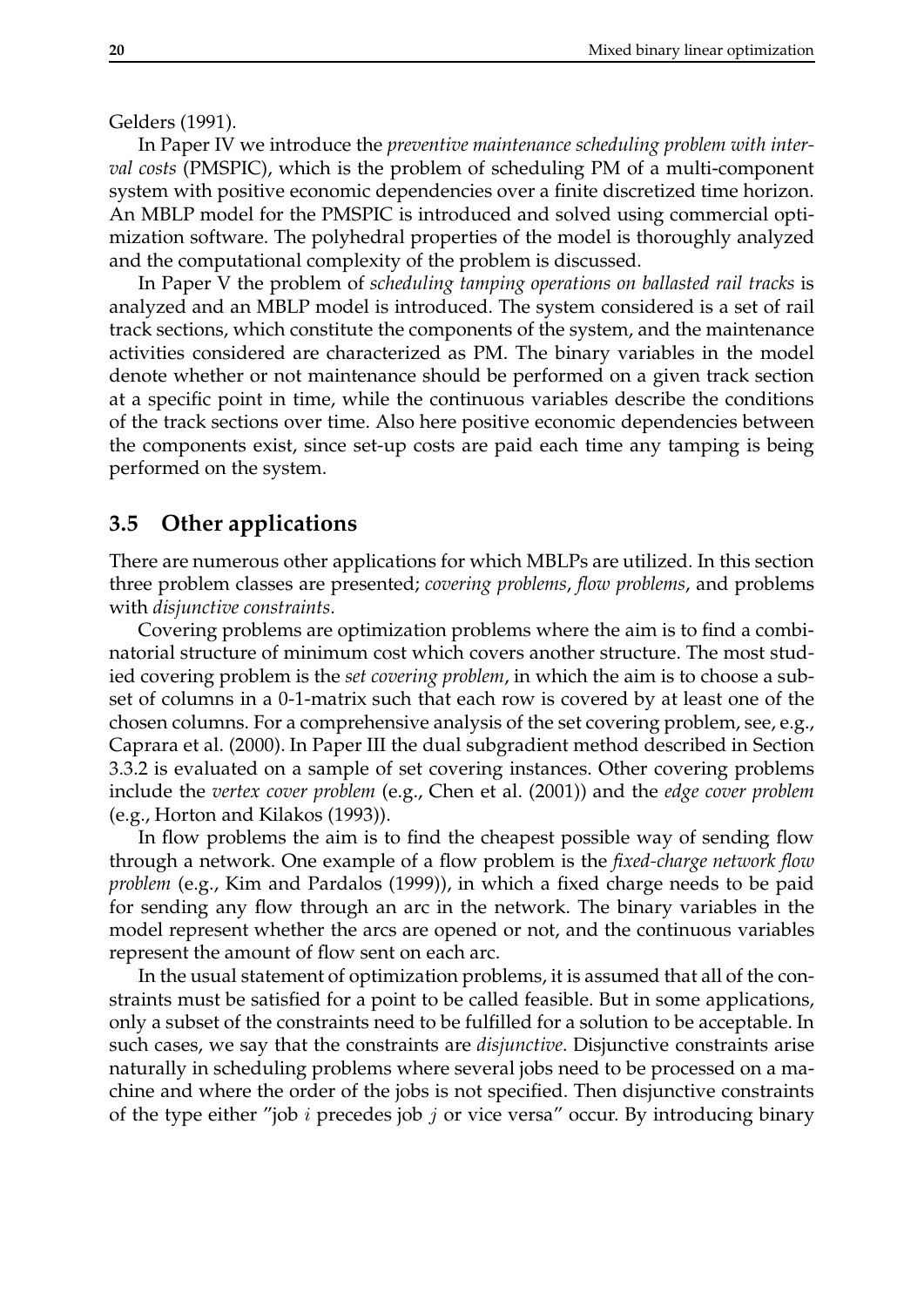Gelders (1991).

In Paper IV we introduce the *preventive maintenance scheduling problem with interval costs* (PMSPIC), which is the problem of scheduling PM of a multi-component system with positive economic dependencies over a finite discretized time horizon. An MBLP model for the PMSPIC is introduced and solved using commercial optimization software. The polyhedral properties of the model is thoroughly analyzed and the computational complexity of the problem is discussed.

In Paper V the problem of *scheduling tamping operations on ballasted rail tracks* is analyzed and an MBLP model is introduced. The system considered is a set of rail track sections, which constitute the components of the system, and the maintenance activities considered are characterized as PM. The binary variables in the model denote whether or not maintenance should be performed on a given track section at a specific point in time, while the continuous variables describe the conditions of the track sections over time. Also here positive economic dependencies between the components exist, since set-up costs are paid each time any tamping is being performed on the system.

## 3.5 Other applications

There are numerous other applications for which MBLPs are utilized. In this section three problem classes are presented; *covering problems*, *flow problems*, and problems with *disjunctive constraints*.

Covering problems are optimization problems where the aim is to find a combinatorial structure of minimum cost which covers another structure. The most studied covering problem is the *set covering problem*, in which the aim is to choose a subset of columns in a 0-1-matrix such that each row is covered by at least one of the chosen columns. For a comprehensive analysis of the set covering problem, see, e.g., Caprara et al. (2000). In Paper III the dual subgradient method described in Section 3.3.2 is evaluated on a sample of set covering instances. Other covering problems include the *vertex cover problem* (e.g., Chen et al. (2001)) and the *edge cover problem* (e.g., Horton and Kilakos (1993)).

In flow problems the aim is to find the cheapest possible way of sending flow through a network. One example of a flow problem is the *fixed-charge network flow problem* (e.g., Kim and Pardalos (1999)), in which a fixed charge needs to be paid for sending any flow through an arc in the network. The binary variables in the model represent whether the arcs are opened or not, and the continuous variables represent the amount of flow sent on each arc.

In the usual statement of optimization problems, it is assumed that all of the constraints must be satisfied for a point to be called feasible. But in some applications, only a subset of the constraints need to be fulfilled for a solution to be acceptable. In such cases, we say that the constraints are *disjunctive*. Disjunctive constraints arise naturally in scheduling problems where several jobs need to be processed on a machine and where the order of the jobs is not specified. Then disjunctive constraints of the type either "job $i$ precedes job $j$ or vice versa" occur. By introducing binary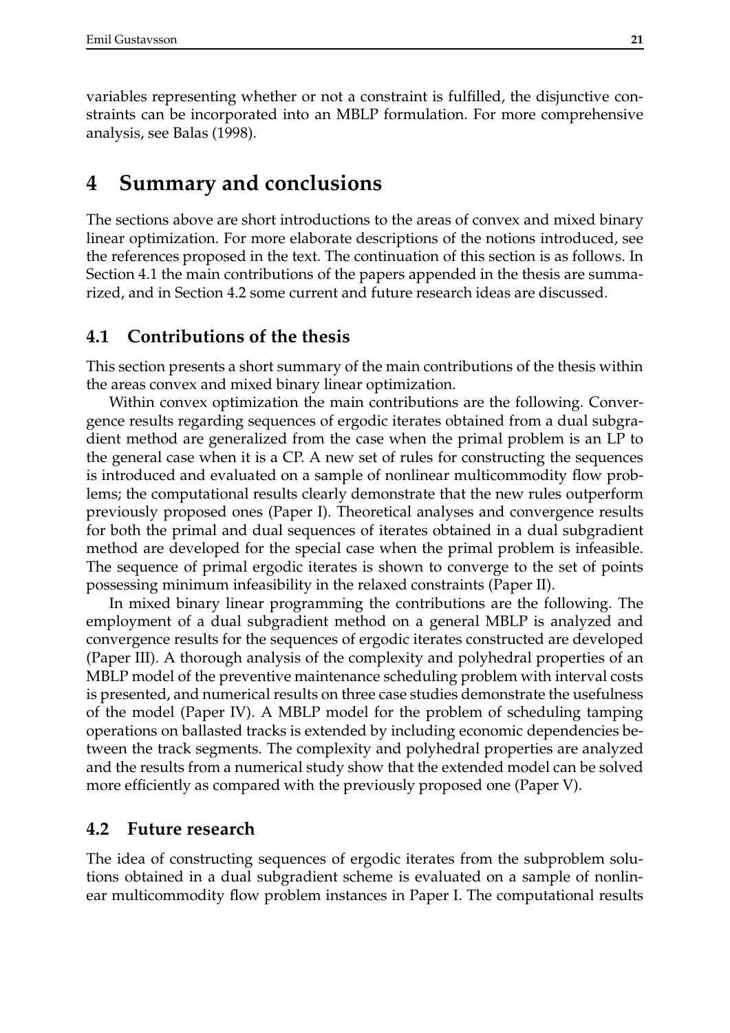variables representing whether or not a constraint is fulfilled, the disjunctive constraints can be incorporated into an MBLP formulation. For more comprehensive analysis, see Balas (1998).

# 4 Summary and conclusions

The sections above are short introductions to the areas of convex and mixed binary linear optimization. For more elaborate descriptions of the notions introduced, see the references proposed in the text. The continuation of this section is as follows. In Section 4.1 the main contributions of the papers appended in the thesis are summarized, and in Section 4.2 some current and future research ideas are discussed.

## 4.1 Contributions of the thesis

This section presents a short summary of the main contributions of the thesis within the areas convex and mixed binary linear optimization.

Within convex optimization the main contributions are the following. Convergence results regarding sequences of ergodic iterates obtained from a dual subgradient method are generalized from the case when the primal problem is an LP to the general case when it is a CP. A new set of rules for constructing the sequences is introduced and evaluated on a sample of nonlinear multicommodity flow problems; the computational results clearly demonstrate that the new rules outperform previously proposed ones (Paper I). Theoretical analyses and convergence results for both the primal and dual sequences of iterates obtained in a dual subgradient method are developed for the special case when the primal problem is infeasible. The sequence of primal ergodic iterates is shown to converge to the set of points possessing minimum infeasibility in the relaxed constraints (Paper II).

In mixed binary linear programming the contributions are the following. The employment of a dual subgradient method on a general MBLP is analyzed and convergence results for the sequences of ergodic iterates constructed are developed (Paper III). A thorough analysis of the complexity and polyhedral properties of an MBLP model of the preventive maintenance scheduling problem with interval costs is presented, and numerical results on three case studies demonstrate the usefulness of the model (Paper IV). A MBLP model for the problem of scheduling tamping operations on ballasted tracks is extended by including economic dependencies between the track segments. The complexity and polyhedral properties are analyzed and the results from a numerical study show that the extended model can be solved more efficiently as compared with the previously proposed one (Paper V).

## 4.2 Future research

The idea of constructing sequences of ergodic iterates from the subproblem solutions obtained in a dual subgradient scheme is evaluated on a sample of nonlinear multicommodity flow problem instances in Paper I. The computational results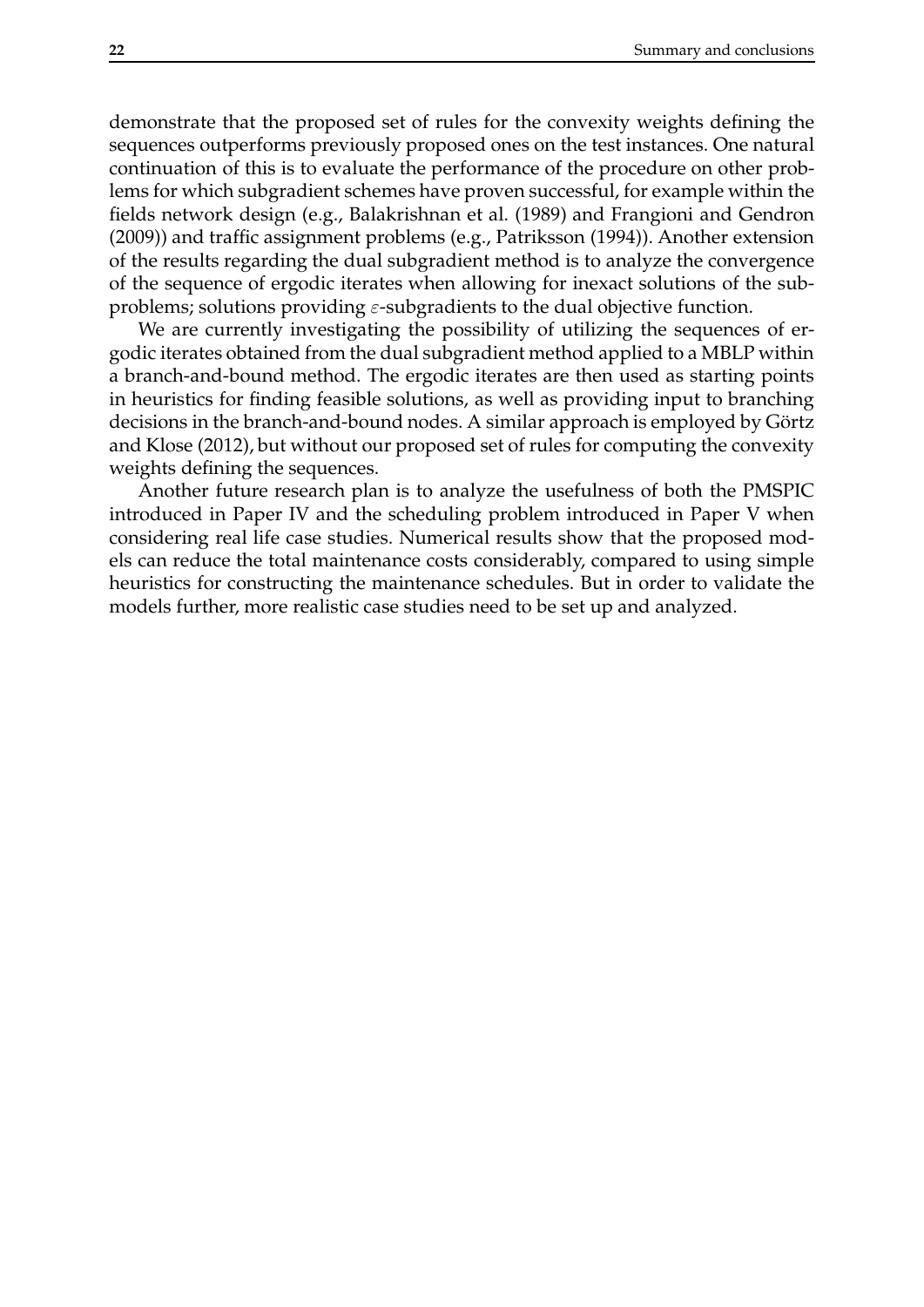demonstrate that the proposed set of rules for the convexity weights defining the sequences outperforms previously proposed ones on the test instances. One natural continuation of this is to evaluate the performance of the procedure on other problems for which subgradient schemes have proven successful, for example within the fields network design (e.g., Balakrishnan et al. (1989) and Frangioni and Gendron (2009)) and traffic assignment problems (e.g., Patriksson (1994)). Another extension of the results regarding the dual subgradient method is to analyze the convergence of the sequence of ergodic iterates when allowing for inexact solutions of the subproblems; solutions providing $\varepsilon$-subgradients to the dual objective function.

We are currently investigating the possibility of utilizing the sequences of ergodic iterates obtained from the dual subgradient method applied to a MBLP within a branch-and-bound method. The ergodic iterates are then used as starting points in heuristics for finding feasible solutions, as well as providing input to branching decisions in the branch-and-bound nodes. A similar approach is employed by Görtz and Klose (2012), but without our proposed set of rules for computing the convexity weights defining the sequences.

Another future research plan is to analyze the usefulness of both the PMSPIC introduced in Paper IV and the scheduling problem introduced in Paper V when considering real life case studies. Numerical results show that the proposed models can reduce the total maintenance costs considerably, compared to using simple heuristics for constructing the maintenance schedules. But in order to validate the models further, more realistic case studies need to be set up and analyzed.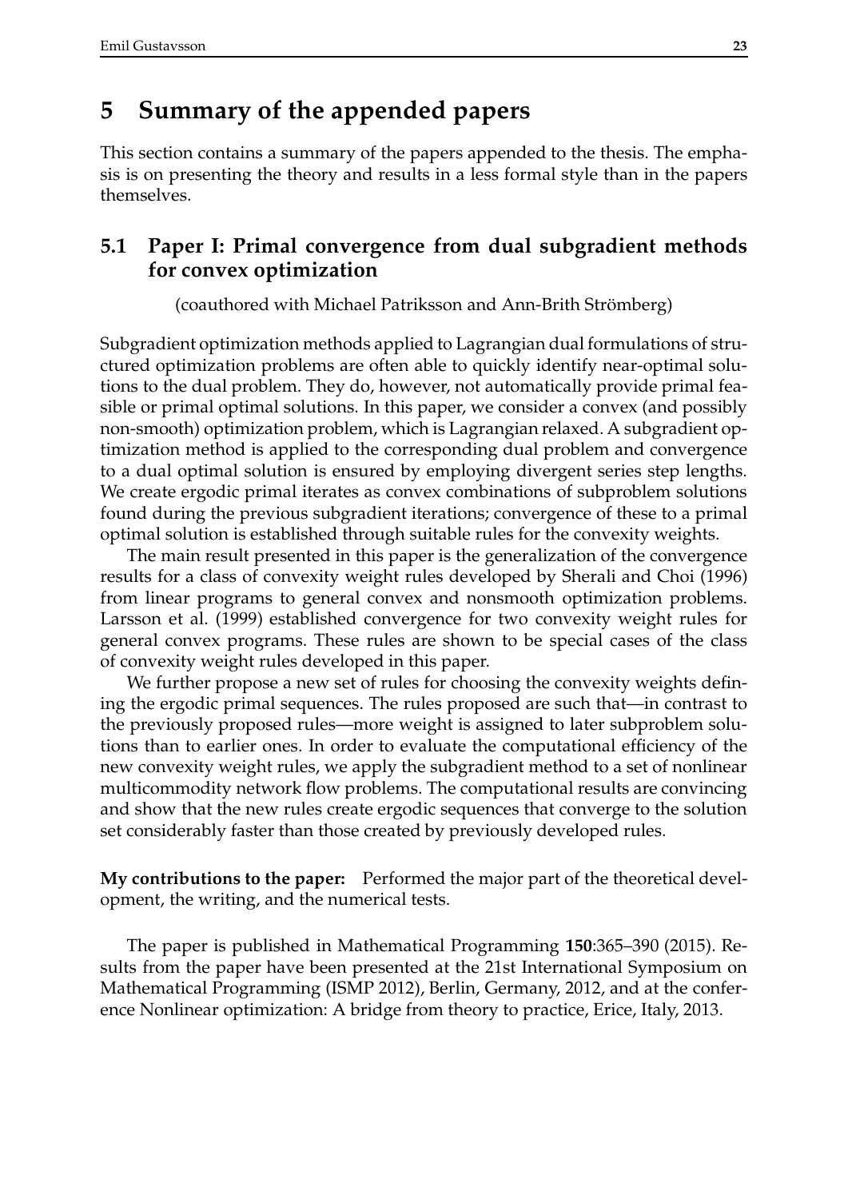# 5 Summary of the appended papers

This section contains a summary of the papers appended to the thesis. The emphasis is on presenting the theory and results in a less formal style than in the papers themselves.

## 5.1 Paper I: Primal convergence from dual subgradient methods for convex optimization

(coauthored with Michael Patriksson and Ann-Brith Strömberg)

Subgradient optimization methods applied to Lagrangian dual formulations of structured optimization problems are often able to quickly identify near-optimal solutions to the dual problem. They do, however, not automatically provide primal feasible or primal optimal solutions. In this paper, we consider a convex (and possibly non-smooth) optimization problem, which is Lagrangian relaxed. A subgradient optimization method is applied to the corresponding dual problem and convergence to a dual optimal solution is ensured by employing divergent series step lengths. We create ergodic primal iterates as convex combinations of subproblem solutions found during the previous subgradient iterations; convergence of these to a primal optimal solution is established through suitable rules for the convexity weights.

The main result presented in this paper is the generalization of the convergence results for a class of convexity weight rules developed by Sherali and Choi (1996) from linear programs to general convex and nonsmooth optimization problems. Larsson et al. (1999) established convergence for two convexity weight rules for general convex programs. These rules are shown to be special cases of the class of convexity weight rules developed in this paper.

We further propose a new set of rules for choosing the convexity weights defining the ergodic primal sequences. The rules proposed are such that—in contrast to the previously proposed rules—more weight is assigned to later subproblem solutions than to earlier ones. In order to evaluate the computational efficiency of the new convexity weight rules, we apply the subgradient method to a set of nonlinear multicommodity network flow problems. The computational results are convincing and show that the new rules create ergodic sequences that converge to the solution set considerably faster than those created by previously developed rules.

**My contributions to the paper:** Performed the major part of the theoretical development, the writing, and the numerical tests.

The paper is published in Mathematical Programming **150**:365–390 (2015). Results from the paper have been presented at the 21st International Symposium on Mathematical Programming (ISMP 2012), Berlin, Germany, 2012, and at the conference Nonlinear optimization: A bridge from theory to practice, Erice, Italy, 2013.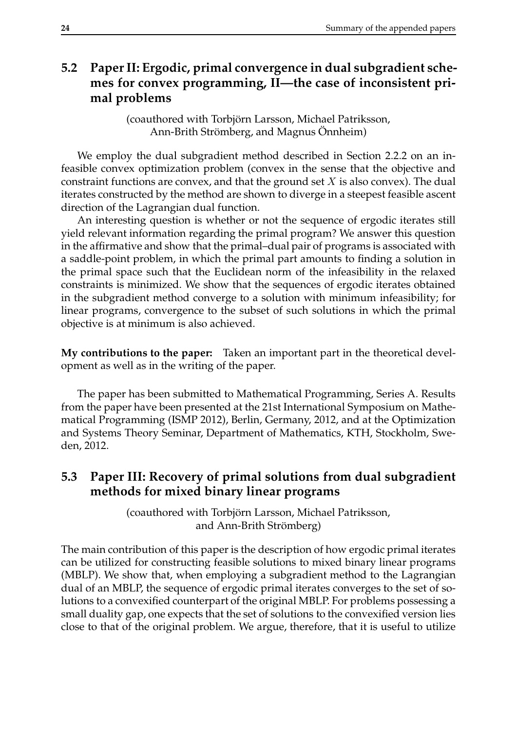## 5.2 Paper II: Ergodic, primal convergence in dual subgradient schemes for convex programming, II—the case of inconsistent primal problems

(coauthored with Torbjörn Larsson, Michael Patriksson, Ann-Brith Strömberg, and Magnus Önnheim)

We employ the dual subgradient method described in Section 2.2.2 on an infeasible convex optimization problem (convex in the sense that the objective and constraint functions are convex, and that the ground set $X$ is also convex). The dual iterates constructed by the method are shown to diverge in a steepest feasible ascent direction of the Lagrangian dual function.

An interesting question is whether or not the sequence of ergodic iterates still yield relevant information regarding the primal program? We answer this question in the affirmative and show that the primal–dual pair of programs is associated with a saddle-point problem, in which the primal part amounts to finding a solution in the primal space such that the Euclidean norm of the infeasibility in the relaxed constraints is minimized. We show that the sequences of ergodic iterates obtained in the subgradient method converge to a solution with minimum infeasibility; for linear programs, convergence to the subset of such solutions in which the primal objective is at minimum is also achieved.

**My contributions to the paper:** Taken an important part in the theoretical development as well as in the writing of the paper.

The paper has been submitted to Mathematical Programming, Series A. Results from the paper have been presented at the 21st International Symposium on Mathematical Programming (ISMP 2012), Berlin, Germany, 2012, and at the Optimization and Systems Theory Seminar, Department of Mathematics, KTH, Stockholm, Sweden, 2012.

## 5.3 Paper III: Recovery of primal solutions from dual subgradient methods for mixed binary linear programs

(coauthored with Torbjörn Larsson, Michael Patriksson, and Ann-Brith Strömberg)

The main contribution of this paper is the description of how ergodic primal iterates can be utilized for constructing feasible solutions to mixed binary linear programs (MBLP). We show that, when employing a subgradient method to the Lagrangian dual of an MBLP, the sequence of ergodic primal iterates converges to the set of solutions to a convexified counterpart of the original MBLP. For problems possessing a small duality gap, one expects that the set of solutions to the convexified version lies close to that of the original problem. We argue, therefore, that it is useful to utilize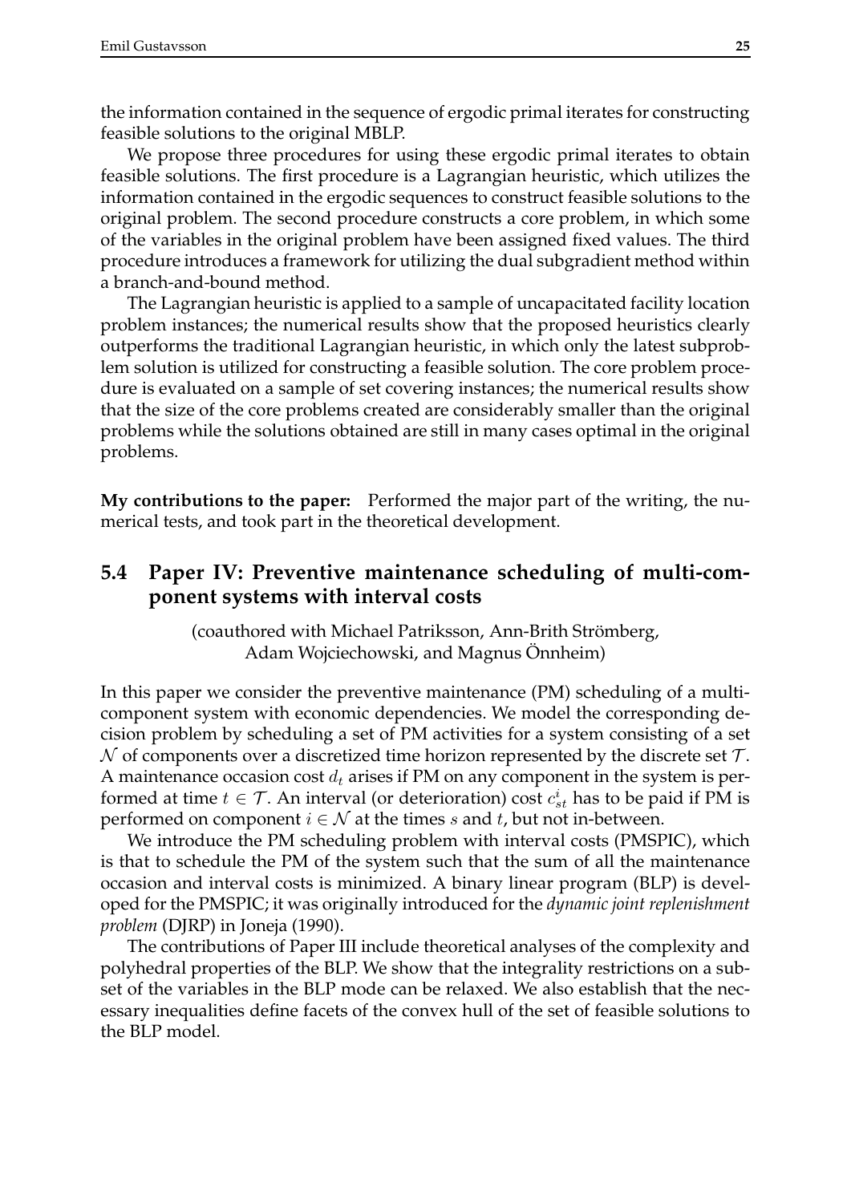the information contained in the sequence of ergodic primal iterates for constructing feasible solutions to the original MBLP.

We propose three procedures for using these ergodic primal iterates to obtain feasible solutions. The first procedure is a Lagrangian heuristic, which utilizes the information contained in the ergodic sequences to construct feasible solutions to the original problem. The second procedure constructs a core problem, in which some of the variables in the original problem have been assigned fixed values. The third procedure introduces a framework for utilizing the dual subgradient method within a branch-and-bound method.

The Lagrangian heuristic is applied to a sample of uncapacitated facility location problem instances; the numerical results show that the proposed heuristics clearly outperforms the traditional Lagrangian heuristic, in which only the latest subproblem solution is utilized for constructing a feasible solution. The core problem procedure is evaluated on a sample of set covering instances; the numerical results show that the size of the core problems created are considerably smaller than the original problems while the solutions obtained are still in many cases optimal in the original problems.

**My contributions to the paper:** Performed the major part of the writing, the numerical tests, and took part in the theoretical development.

## 5.4 Paper IV: Preventive maintenance scheduling of multi-component systems with interval costs

(coauthored with Michael Patriksson, Ann-Brith Strömberg, Adam Wojciechowski, and Magnus Önnheim)

In this paper we consider the preventive maintenance (PM) scheduling of a multi-component system with economic dependencies. We model the corresponding decision problem by scheduling a set of PM activities for a system consisting of a set $\mathcal{N}$ of components over a discretized time horizon represented by the discrete set $\mathcal{T}$. A maintenance occasion cost $d_t$ arises if PM on any component in the system is performed at time $t \in \mathcal{T}$. An interval (or deterioration) cost $c^i_{st}$ has to be paid if PM is performed on component $i \in \mathcal{N}$ at the times $s$ and $t$, but not in-between.

We introduce the PM scheduling problem with interval costs (PMSPIC), which is that to schedule the PM of the system such that the sum of all the maintenance occasion and interval costs is minimized. A binary linear program (BLP) is developed for the PMSPIC; it was originally introduced for the *dynamic joint replenishment problem* (DJRP) in Joneja (1990).

The contributions of Paper III include theoretical analyses of the complexity and polyhedral properties of the BLP. We show that the integrality restrictions on a subset of the variables in the BLP mode can be relaxed. We also establish that the necessary inequalities define facets of the convex hull of the set of feasible solutions to the BLP model.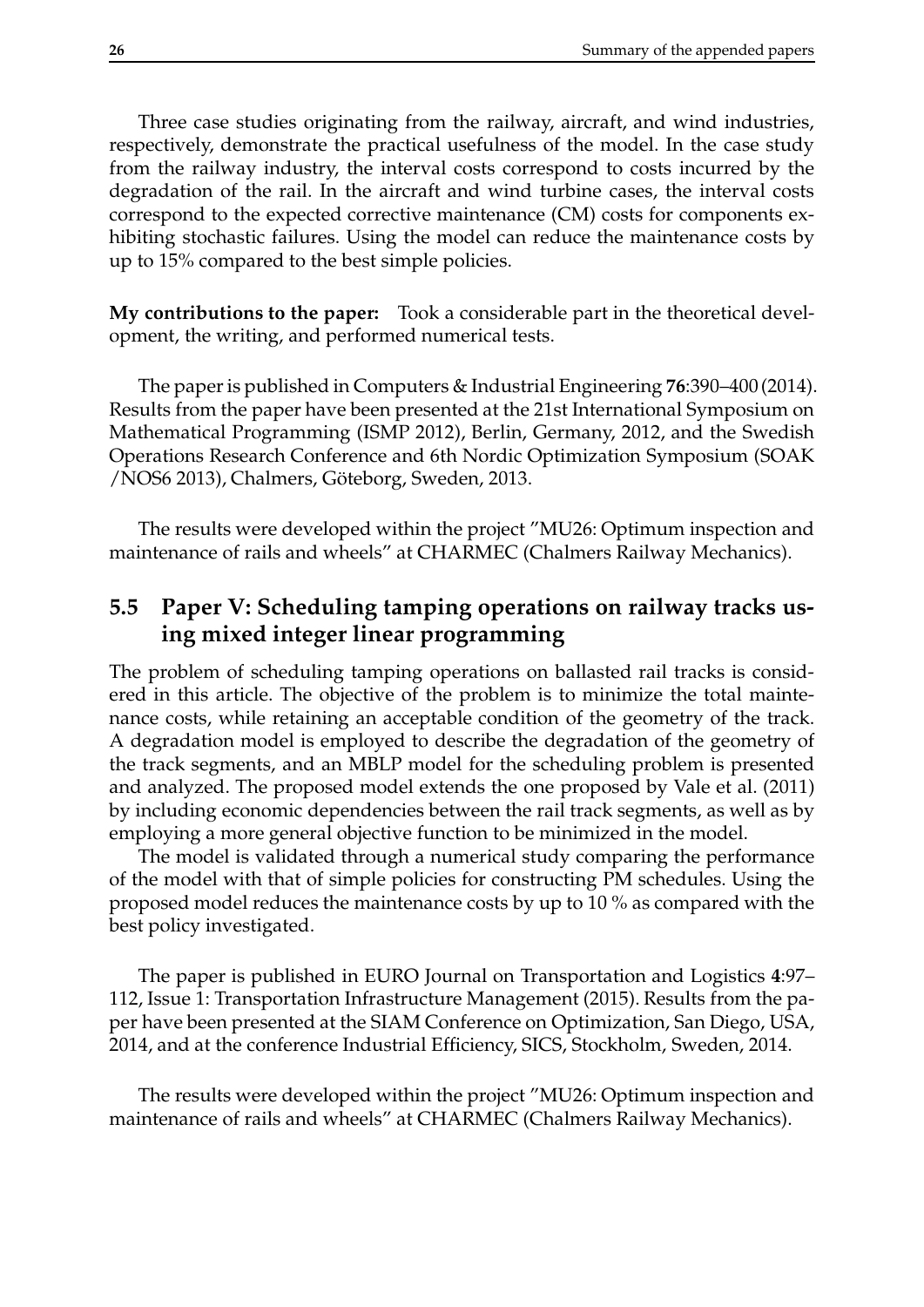Three case studies originating from the railway, aircraft, and wind industries, respectively, demonstrate the practical usefulness of the model. In the case study from the railway industry, the interval costs correspond to costs incurred by the degradation of the rail. In the aircraft and wind turbine cases, the interval costs correspond to the expected corrective maintenance (CM) costs for components exhibiting stochastic failures. Using the model can reduce the maintenance costs by up to 15% compared to the best simple policies.

**My contributions to the paper:** Took a considerable part in the theoretical development, the writing, and performed numerical tests.

The paper is published in Computers & Industrial Engineering **76**:390–400 (2014). Results from the paper have been presented at the 21st International Symposium on Mathematical Programming (ISMP 2012), Berlin, Germany, 2012, and the Swedish Operations Research Conference and 6th Nordic Optimization Symposium (SOAK /NOS6 2013), Chalmers, Göteborg, Sweden, 2013.

The results were developed within the project "MU26: Optimum inspection and maintenance of rails and wheels" at CHARMEC (Chalmers Railway Mechanics).

## 5.5 Paper V: Scheduling tamping operations on railway tracks using mixed integer linear programming

The problem of scheduling tamping operations on ballasted rail tracks is considered in this article. The objective of the problem is to minimize the total maintenance costs, while retaining an acceptable condition of the geometry of the track. A degradation model is employed to describe the degradation of the geometry of the track segments, and an MBLP model for the scheduling problem is presented and analyzed. The proposed model extends the one proposed by Vale et al. (2011) by including economic dependencies between the rail track segments, as well as by employing a more general objective function to be minimized in the model.

The model is validated through a numerical study comparing the performance of the model with that of simple policies for constructing PM schedules. Using the proposed model reduces the maintenance costs by up to 10 % as compared with the best policy investigated.

The paper is published in EURO Journal on Transportation and Logistics **4**:97–112, Issue 1: Transportation Infrastructure Management (2015). Results from the paper have been presented at the SIAM Conference on Optimization, San Diego, USA, 2014, and at the conference Industrial Efficiency, SICS, Stockholm, Sweden, 2014.

The results were developed within the project "MU26: Optimum inspection and maintenance of rails and wheels" at CHARMEC (Chalmers Railway Mechanics).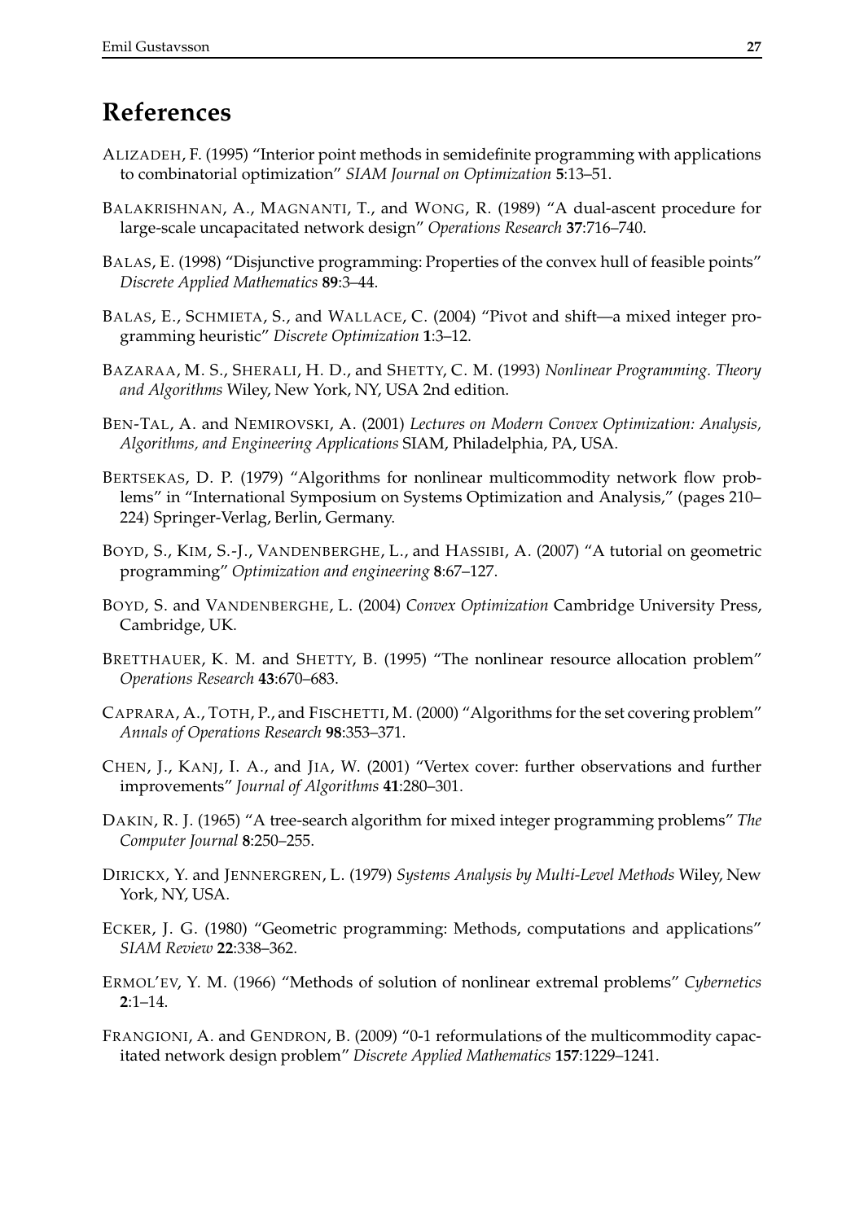# References

ALIZADEH, F. (1995) "Interior point methods in semidefinite programming with applications to combinatorial optimization" *SIAM Journal on Optimization* **5**:13–51.

BALAKRISHNAN, A., MAGNANTI, T., and WONG, R. (1989) "A dual-ascent procedure for large-scale uncapacitated network design" *Operations Research* **37**:716–740.

BALAS, E. (1998) "Disjunctive programming: Properties of the convex hull of feasible points" *Discrete Applied Mathematics* **89**:3–44.

BALAS, E., SCHMIETA, S., and WALLACE, C. (2004) "Pivot and shift—a mixed integer programming heuristic" *Discrete Optimization* **1**:3–12.

BAZARAA, M. S., SHERALI, H. D., and SHETTY, C. M. (1993) *Nonlinear Programming. Theory and Algorithms* Wiley, New York, NY, USA 2nd edition.

BEN-TAL, A. and NEMIROVSKI, A. (2001) *Lectures on Modern Convex Optimization: Analysis, Algorithms, and Engineering Applications* SIAM, Philadelphia, PA, USA.

BERTSEKAS, D. P. (1979) "Algorithms for nonlinear multicommodity network flow problems" in "International Symposium on Systems Optimization and Analysis," (pages 210–224) Springer-Verlag, Berlin, Germany.

BOYD, S., KIM, S.-J., VANDENBERGHE, L., and HASSIBI, A. (2007) "A tutorial on geometric programming" *Optimization and engineering* **8**:67–127.

BOYD, S. and VANDENBERGHE, L. (2004) *Convex Optimization* Cambridge University Press, Cambridge, UK.

BRETTHAUER, K. M. and SHETTY, B. (1995) "The nonlinear resource allocation problem" *Operations Research* **43**:670–683.

CAPRARA, A., TOTH, P., and FISCHETTI, M. (2000) "Algorithms for the set covering problem" *Annals of Operations Research* **98**:353–371.

CHEN, J., KANJ, I. A., and JIA, W. (2001) "Vertex cover: further observations and further improvements" *Journal of Algorithms* **41**:280–301.

DAKIN, R. J. (1965) "A tree-search algorithm for mixed integer programming problems" *The Computer Journal* **8**:250–255.

DIRICKX, Y. and JENNERGREN, L. (1979) *Systems Analysis by Multi-Level Methods* Wiley, New York, NY, USA.

ECKER, J. G. (1980) "Geometric programming: Methods, computations and applications" *SIAM Review* **22**:338–362.

ERMOL'EV, Y. M. (1966) "Methods of solution of nonlinear extremal problems" *Cybernetics* **2**:1–14.

FRANGIONI, A. and GENDRON, B. (2009) "0-1 reformulations of the multicommodity capacitated network design problem" *Discrete Applied Mathematics* **157**:1229–1241.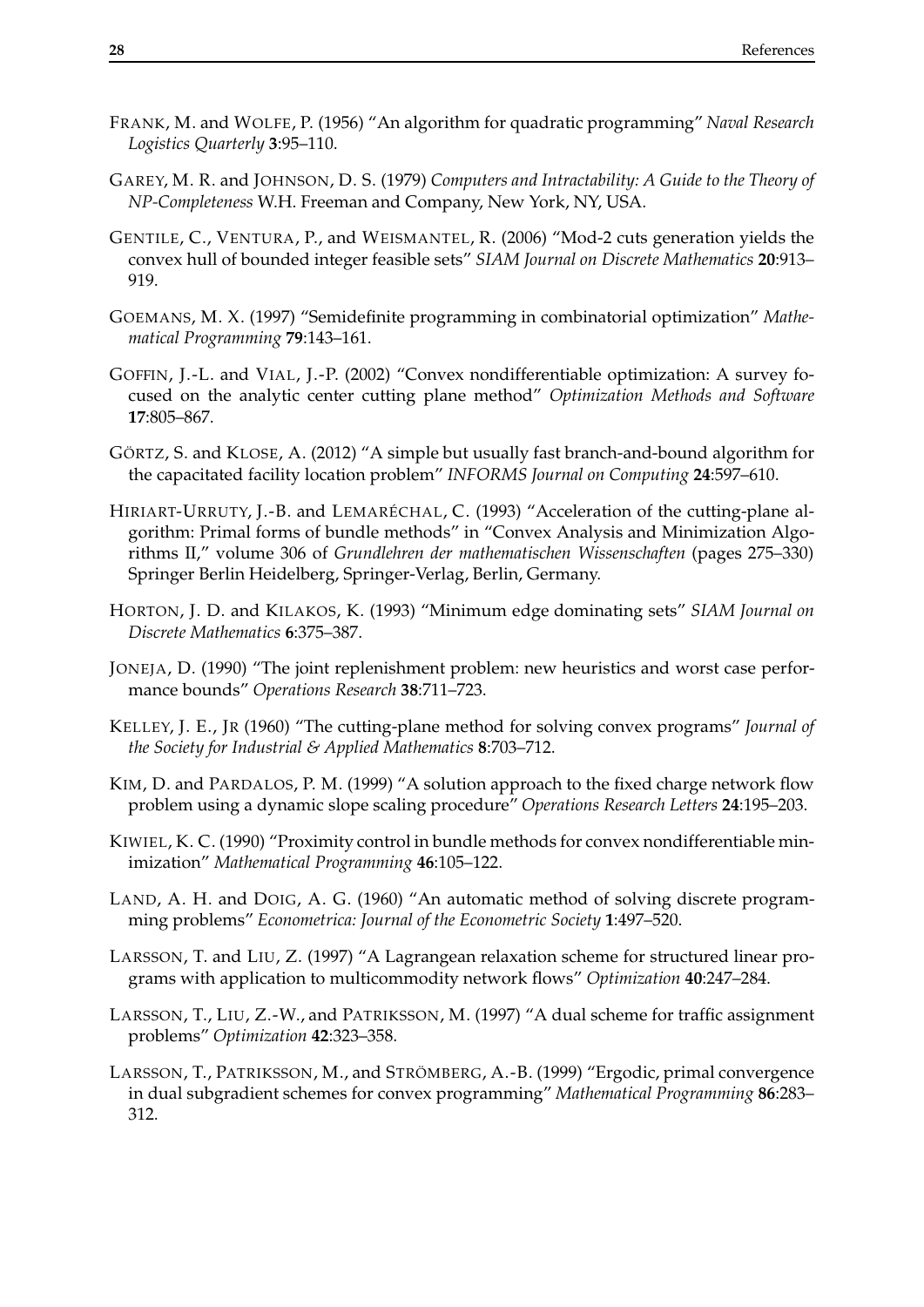FRANK, M. and WOLFE, P. (1956) "An algorithm for quadratic programming" *Naval Research Logistics Quarterly* **3**:95–110.

GAREY, M. R. and JOHNSON, D. S. (1979) *Computers and Intractability: A Guide to the Theory of NP-Completeness* W.H. Freeman and Company, New York, NY, USA.

GENTILE, C., VENTURA, P., and WEISMANTEL, R. (2006) "Mod-2 cuts generation yields the convex hull of bounded integer feasible sets" *SIAM Journal on Discrete Mathematics* **20**:913–919.

GOEMANS, M. X. (1997) "Semidefinite programming in combinatorial optimization" *Mathematical Programming* **79**:143–161.

GOFFIN, J.-L. and VIAL, J.-P. (2002) "Convex nondifferentiable optimization: A survey focused on the analytic center cutting plane method" *Optimization Methods and Software* **17**:805–867.

GÖRTZ, S. and KLOSE, A. (2012) "A simple but usually fast branch-and-bound algorithm for the capacitated facility location problem" *INFORMS Journal on Computing* **24**:597–610.

HIRIART-URRUTY, J.-B. and LEMARÉCHAL, C. (1993) "Acceleration of the cutting-plane algorithm: Primal forms of bundle methods" in "Convex Analysis and Minimization Algorithms II," volume 306 of *Grundlehren der mathematischen Wissenschaften* (pages 275–330) Springer Berlin Heidelberg, Springer-Verlag, Berlin, Germany.

HORTON, J. D. and KILAKOS, K. (1993) "Minimum edge dominating sets" *SIAM Journal on Discrete Mathematics* **6**:375–387.

JONEJA, D. (1990) "The joint replenishment problem: new heuristics and worst case performance bounds" *Operations Research* **38**:711–723.

KELLEY, J. E., JR (1960) "The cutting-plane method for solving convex programs" *Journal of the Society for Industrial & Applied Mathematics* **8**:703–712.

KIM, D. and PARDALOS, P. M. (1999) "A solution approach to the fixed charge network flow problem using a dynamic slope scaling procedure" *Operations Research Letters* **24**:195–203.

KIWIEL, K. C. (1990) "Proximity control in bundle methods for convex nondifferentiable minimization" *Mathematical Programming* **46**:105–122.

LAND, A. H. and DOIG, A. G. (1960) "An automatic method of solving discrete programming problems" *Econometrica: Journal of the Econometric Society* **1**:497–520.

LARSSON, T. and LIU, Z. (1997) "A Lagrangean relaxation scheme for structured linear programs with application to multicommodity network flows" *Optimization* **40**:247–284.

LARSSON, T., LIU, Z.-W., and PATRIKSSON, M. (1997) "A dual scheme for traffic assignment problems" *Optimization* **42**:323–358.

LARSSON, T., PATRIKSSON, M., and STRÖMBERG, A.-B. (1999) "Ergodic, primal convergence in dual subgradient schemes for convex programming" *Mathematical Programming* **86**:283–312.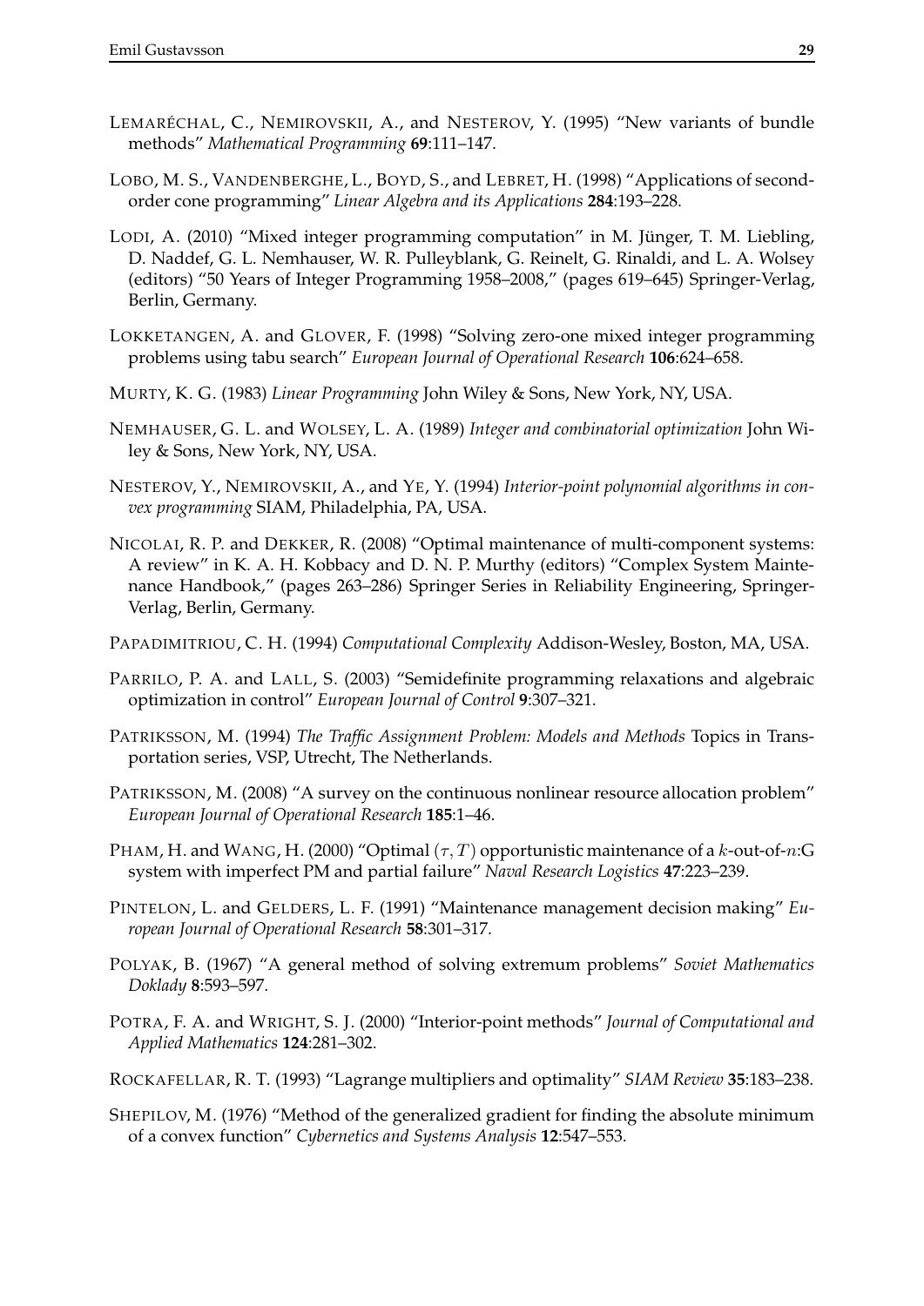LEMARÉCHAL, C., NEMIROVSKII, A., and NESTEROV, Y. (1995) "New variants of bundle methods" *Mathematical Programming* **69**:111–147.

LOBO, M. S., VANDENBERGHE, L., BOYD, S., and LEBRET, H. (1998) "Applications of second-order cone programming" *Linear Algebra and its Applications* **284**:193–228.

LODI, A. (2010) "Mixed integer programming computation" in M. Jünger, T. M. Liebling, D. Naddef, G. L. Nemhauser, W. R. Pulleyblank, G. Reinelt, G. Rinaldi, and L. A. Wolsey (editors) "50 Years of Integer Programming 1958–2008," (pages 619–645) Springer-Verlag, Berlin, Germany.

LOKKETANGEN, A. and GLOVER, F. (1998) "Solving zero-one mixed integer programming problems using tabu search" *European Journal of Operational Research* **106**:624–658.

MURTY, K. G. (1983) *Linear Programming* John Wiley & Sons, New York, NY, USA.

NEMHAUSER, G. L. and WOLSEY, L. A. (1989) *Integer and combinatorial optimization* John Wiley & Sons, New York, NY, USA.

NESTEROV, Y., NEMIROVSKII, A., and YE, Y. (1994) *Interior-point polynomial algorithms in convex programming* SIAM, Philadelphia, PA, USA.

NICOLAI, R. P. and DEKKER, R. (2008) "Optimal maintenance of multi-component systems: A review" in K. A. H. Kobbacy and D. N. P. Murthy (editors) "Complex System Maintenance Handbook," (pages 263–286) Springer Series in Reliability Engineering, Springer-Verlag, Berlin, Germany.

PAPADIMITRIOU, C. H. (1994) *Computational Complexity* Addison-Wesley, Boston, MA, USA.

PARRILO, P. A. and LALL, S. (2003) "Semidefinite programming relaxations and algebraic optimization in control" *European Journal of Control* **9**:307–321.

PATRIKSSON, M. (1994) *The Traffic Assignment Problem: Models and Methods* Topics in Transportation series, VSP, Utrecht, The Netherlands.

PATRIKSSON, M. (2008) "A survey on the continuous nonlinear resource allocation problem" *European Journal of Operational Research* **185**:1–46.

PHAM, H. and WANG, H. (2000) "Optimal $(\tau, T)$ opportunistic maintenance of a $k$-out-of-$n$:G system with imperfect PM and partial failure" *Naval Research Logistics* **47**:223–239.

PINTELON, L. and GELDERS, L. F. (1991) "Maintenance management decision making" *European Journal of Operational Research* **58**:301–317.

POLYAK, B. (1967) "A general method of solving extremum problems" *Soviet Mathematics Doklady* **8**:593–597.

POTRA, F. A. and WRIGHT, S. J. (2000) "Interior-point methods" *Journal of Computational and Applied Mathematics* **124**:281–302.

ROCKAFELLAR, R. T. (1993) "Lagrange multipliers and optimality" *SIAM Review* **35**:183–238.

SHEPILOV, M. (1976) "Method of the generalized gradient for finding the absolute minimum of a convex function" *Cybernetics and Systems Analysis* **12**:547–553.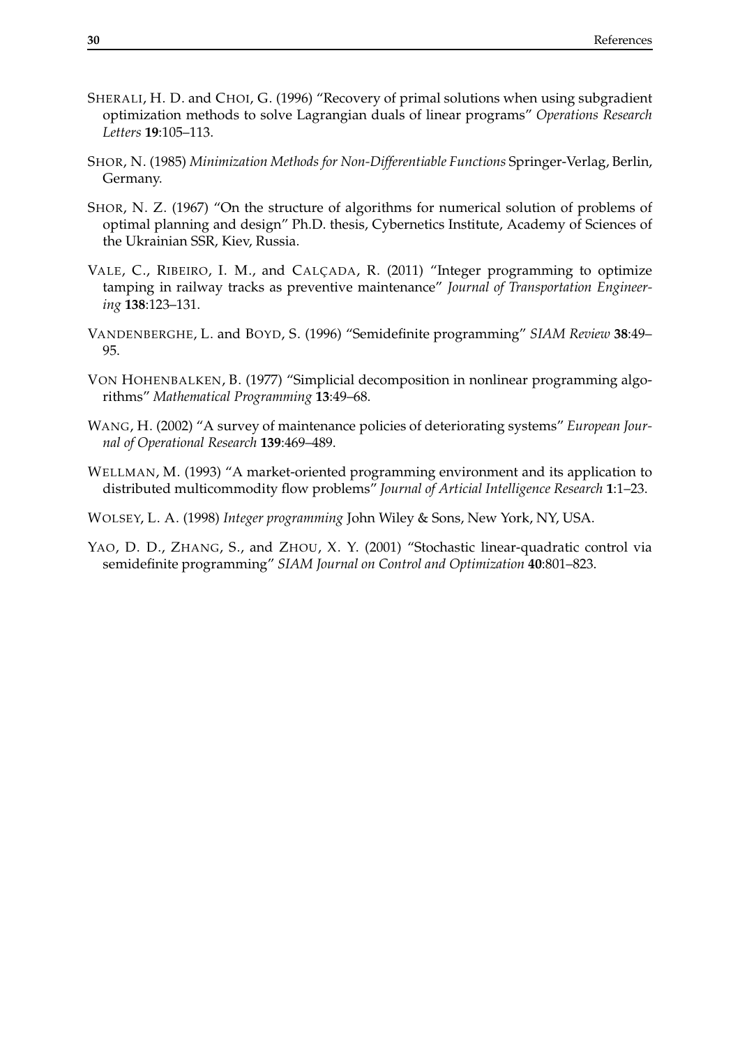SHERALI, H. D. and CHOI, G. (1996) "Recovery of primal solutions when using subgradient optimization methods to solve Lagrangian duals of linear programs" *Operations Research Letters* **19**:105–113.

SHOR, N. (1985) *Minimization Methods for Non-Differentiable Functions* Springer-Verlag, Berlin, Germany.

SHOR, N. Z. (1967) "On the structure of algorithms for numerical solution of problems of optimal planning and design" Ph.D. thesis, Cybernetics Institute, Academy of Sciences of the Ukrainian SSR, Kiev, Russia.

VALE, C., RIBEIRO, I. M., and CALÇADA, R. (2011) "Integer programming to optimize tamping in railway tracks as preventive maintenance" *Journal of Transportation Engineering* **138**:123–131.

VANDENBERGHE, L. and BOYD, S. (1996) "Semidefinite programming" *SIAM Review* **38**:49–95.

VON HOHENBALKEN, B. (1977) "Simplicial decomposition in nonlinear programming algorithms" *Mathematical Programming* **13**:49–68.

WANG, H. (2002) "A survey of maintenance policies of deteriorating systems" *European Journal of Operational Research* **139**:469–489.

WELLMAN, M. (1993) "A market-oriented programming environment and its application to distributed multicommodity flow problems" *Journal of Articial Intelligence Research* **1**:1–23.

WOLSEY, L. A. (1998) *Integer programming* John Wiley & Sons, New York, NY, USA.

YAO, D. D., ZHANG, S., and ZHOU, X. Y. (2001) "Stochastic linear-quadratic control via semidefinite programming" *SIAM Journal on Control and Optimization* **40**:801–823.